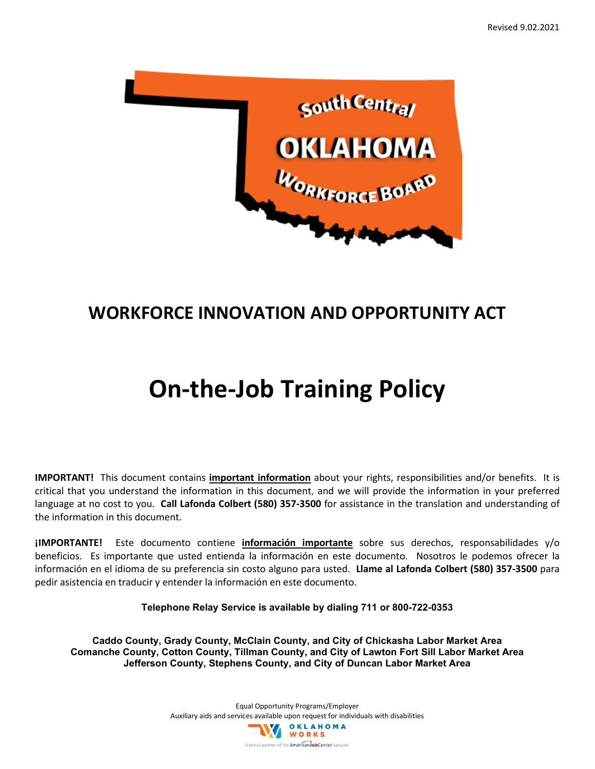Revised 9.02.2021

South Central OKLAHOMA Workforce Board

# WORKFORCE INNOVATION AND OPPORTUNITY ACT

# On-the-Job Training Policy

**IMPORTANT!** This document contains **important information** about your rights, responsibilities and/or benefits. It is critical that you understand the information in this document, and we will provide the information in your preferred language at no cost to you. **Call Lafonda Colbert (580) 357-3500** for assistance in the translation and understanding of the information in this document.

**¡IMPORTANTE!** Este documento contiene **información importante** sobre sus derechos, responsabilidades y/o beneficios. Es importante que usted entienda la información en este documento. Nosotros le podemos ofrecer la información en el idioma de su preferencia sin costo alguno para usted. **Llame al Lafonda Colbert (580) 357-3500** para pedir asistencia en traducir y entender la información en este documento.

**Telephone Relay Service is available by dialing 711 or 800-722-0353**

**Caddo County, Grady County, McClain County, and City of Chickasha Labor Market Area**
**Comanche County, Cotton County, Tillman County, and City of Lawton Fort Sill Labor Market Area**
**Jefferson County, Stephens County, and City of Duncan Labor Market Area**

Equal Opportunity Programs/Employer
Auxiliary aids and services available upon request for individuals with disabilities

OKLAHOMA WORKS
A proud partner of the AmericanJobCenter network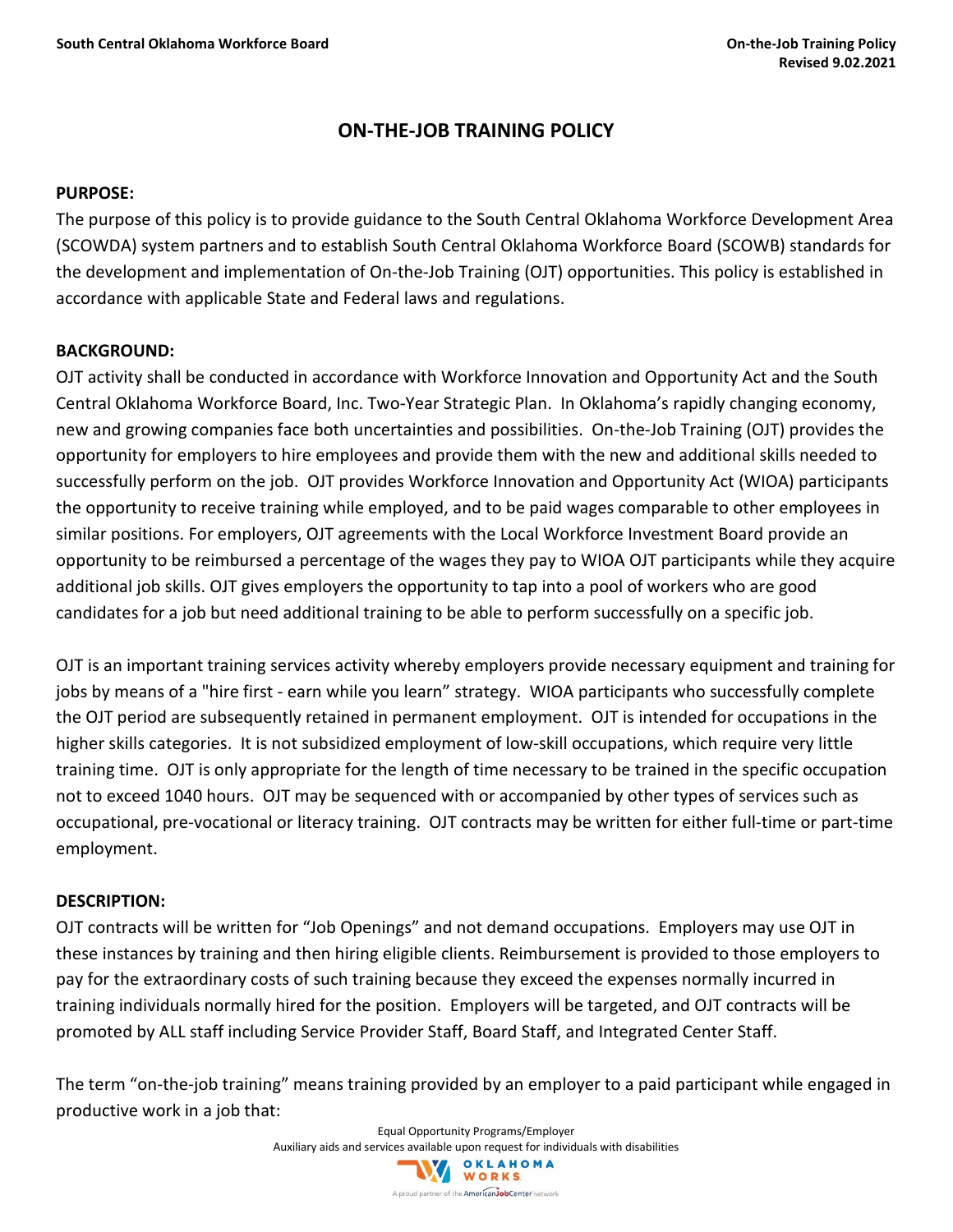# ON-THE-JOB TRAINING POLICY

**PURPOSE:**

The purpose of this policy is to provide guidance to the South Central Oklahoma Workforce Development Area (SCOWDA) system partners and to establish South Central Oklahoma Workforce Board (SCOWB) standards for the development and implementation of On-the-Job Training (OJT) opportunities. This policy is established in accordance with applicable State and Federal laws and regulations.

**BACKGROUND:**

OJT activity shall be conducted in accordance with Workforce Innovation and Opportunity Act and the South Central Oklahoma Workforce Board, Inc. Two-Year Strategic Plan. In Oklahoma's rapidly changing economy, new and growing companies face both uncertainties and possibilities. On-the-Job Training (OJT) provides the opportunity for employers to hire employees and provide them with the new and additional skills needed to successfully perform on the job. OJT provides Workforce Innovation and Opportunity Act (WIOA) participants the opportunity to receive training while employed, and to be paid wages comparable to other employees in similar positions. For employers, OJT agreements with the Local Workforce Investment Board provide an opportunity to be reimbursed a percentage of the wages they pay to WIOA OJT participants while they acquire additional job skills. OJT gives employers the opportunity to tap into a pool of workers who are good candidates for a job but need additional training to be able to perform successfully on a specific job.

OJT is an important training services activity whereby employers provide necessary equipment and training for jobs by means of a "hire first - earn while you learn" strategy. WIOA participants who successfully complete the OJT period are subsequently retained in permanent employment. OJT is intended for occupations in the higher skills categories. It is not subsidized employment of low-skill occupations, which require very little training time. OJT is only appropriate for the length of time necessary to be trained in the specific occupation not to exceed 1040 hours. OJT may be sequenced with or accompanied by other types of services such as occupational, pre-vocational or literacy training. OJT contracts may be written for either full-time or part-time employment.

**DESCRIPTION:**

OJT contracts will be written for "Job Openings" and not demand occupations. Employers may use OJT in these instances by training and then hiring eligible clients. Reimbursement is provided to those employers to pay for the extraordinary costs of such training because they exceed the expenses normally incurred in training individuals normally hired for the position. Employers will be targeted, and OJT contracts will be promoted by ALL staff including Service Provider Staff, Board Staff, and Integrated Center Staff.

The term "on-the-job training" means training provided by an employer to a paid participant while engaged in productive work in a job that: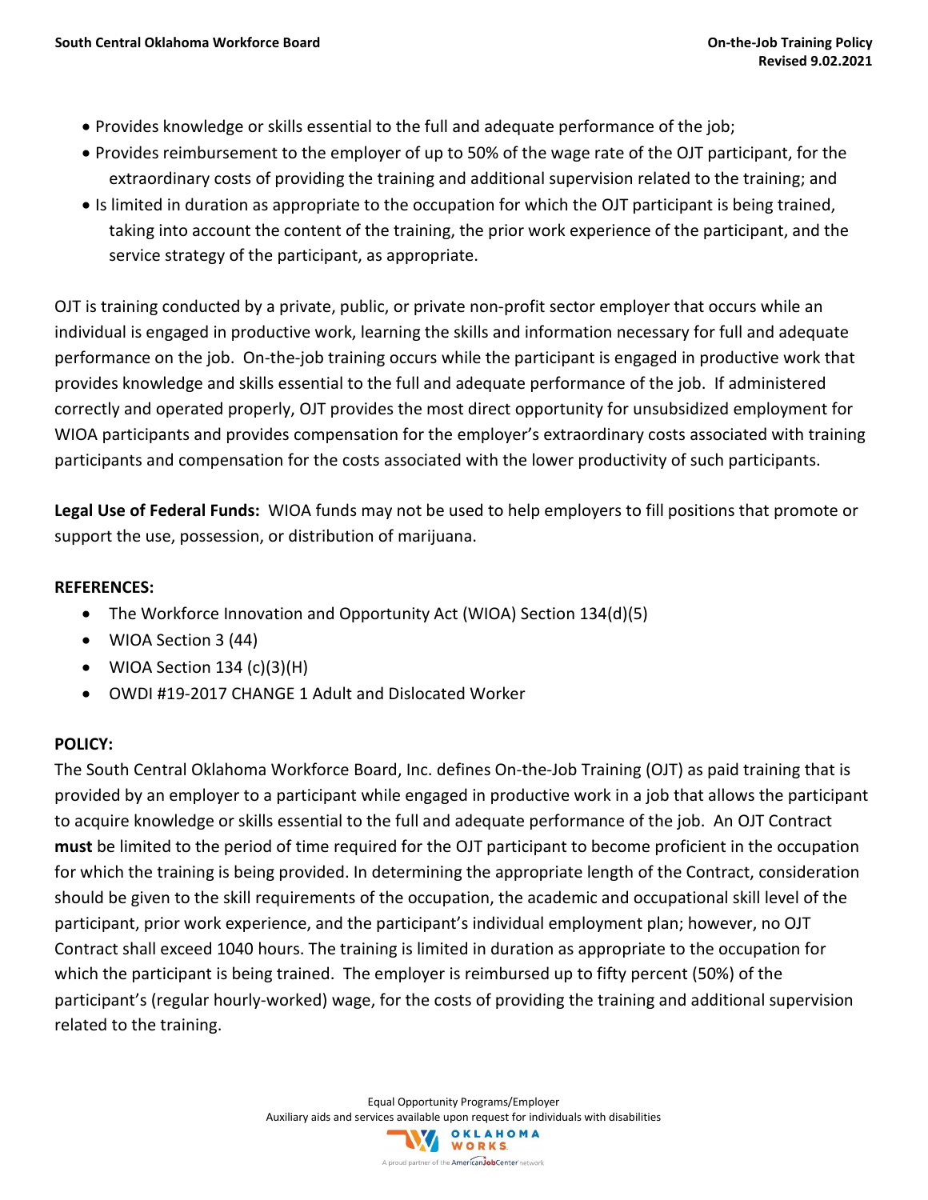- Provides knowledge or skills essential to the full and adequate performance of the job;
- Provides reimbursement to the employer of up to 50% of the wage rate of the OJT participant, for the extraordinary costs of providing the training and additional supervision related to the training; and
- Is limited in duration as appropriate to the occupation for which the OJT participant is being trained, taking into account the content of the training, the prior work experience of the participant, and the service strategy of the participant, as appropriate.

OJT is training conducted by a private, public, or private non-profit sector employer that occurs while an individual is engaged in productive work, learning the skills and information necessary for full and adequate performance on the job. On-the-job training occurs while the participant is engaged in productive work that provides knowledge and skills essential to the full and adequate performance of the job. If administered correctly and operated properly, OJT provides the most direct opportunity for unsubsidized employment for WIOA participants and provides compensation for the employer's extraordinary costs associated with training participants and compensation for the costs associated with the lower productivity of such participants.

**Legal Use of Federal Funds:** WIOA funds may not be used to help employers to fill positions that promote or support the use, possession, or distribution of marijuana.

**REFERENCES:**

- The Workforce Innovation and Opportunity Act (WIOA) Section 134(d)(5)
- WIOA Section 3 (44)
- WIOA Section 134 (c)(3)(H)
- OWDI #19-2017 CHANGE 1 Adult and Dislocated Worker

**POLICY:**

The South Central Oklahoma Workforce Board, Inc. defines On-the-Job Training (OJT) as paid training that is provided by an employer to a participant while engaged in productive work in a job that allows the participant to acquire knowledge or skills essential to the full and adequate performance of the job. An OJT Contract **must** be limited to the period of time required for the OJT participant to become proficient in the occupation for which the training is being provided. In determining the appropriate length of the Contract, consideration should be given to the skill requirements of the occupation, the academic and occupational skill level of the participant, prior work experience, and the participant's individual employment plan; however, no OJT Contract shall exceed 1040 hours. The training is limited in duration as appropriate to the occupation for which the participant is being trained. The employer is reimbursed up to fifty percent (50%) of the participant's (regular hourly-worked) wage, for the costs of providing the training and additional supervision related to the training.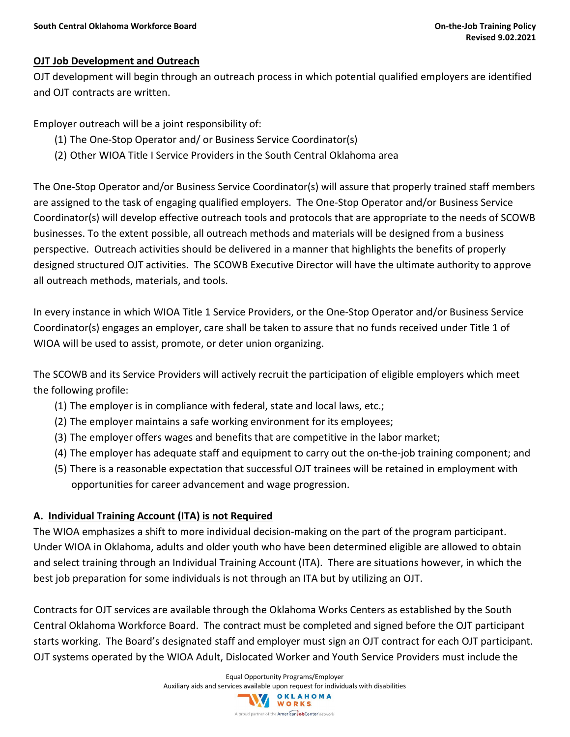**OJT Job Development and Outreach**

OJT development will begin through an outreach process in which potential qualified employers are identified and OJT contracts are written.

Employer outreach will be a joint responsibility of:

(1) The One-Stop Operator and/ or Business Service Coordinator(s)
(2) Other WIOA Title I Service Providers in the South Central Oklahoma area

The One-Stop Operator and/or Business Service Coordinator(s) will assure that properly trained staff members are assigned to the task of engaging qualified employers. The One-Stop Operator and/or Business Service Coordinator(s) will develop effective outreach tools and protocols that are appropriate to the needs of SCOWB businesses. To the extent possible, all outreach methods and materials will be designed from a business perspective. Outreach activities should be delivered in a manner that highlights the benefits of properly designed structured OJT activities. The SCOWB Executive Director will have the ultimate authority to approve all outreach methods, materials, and tools.

In every instance in which WIOA Title 1 Service Providers, or the One-Stop Operator and/or Business Service Coordinator(s) engages an employer, care shall be taken to assure that no funds received under Title 1 of WIOA will be used to assist, promote, or deter union organizing.

The SCOWB and its Service Providers will actively recruit the participation of eligible employers which meet the following profile:

(1) The employer is in compliance with federal, state and local laws, etc.;
(2) The employer maintains a safe working environment for its employees;
(3) The employer offers wages and benefits that are competitive in the labor market;
(4) The employer has adequate staff and equipment to carry out the on-the-job training component; and
(5) There is a reasonable expectation that successful OJT trainees will be retained in employment with opportunities for career advancement and wage progression.

**A. Individual Training Account (ITA) is not Required**

The WIOA emphasizes a shift to more individual decision-making on the part of the program participant. Under WIOA in Oklahoma, adults and older youth who have been determined eligible are allowed to obtain and select training through an Individual Training Account (ITA). There are situations however, in which the best job preparation for some individuals is not through an ITA but by utilizing an OJT.

Contracts for OJT services are available through the Oklahoma Works Centers as established by the South Central Oklahoma Workforce Board. The contract must be completed and signed before the OJT participant starts working. The Board's designated staff and employer must sign an OJT contract for each OJT participant. OJT systems operated by the WIOA Adult, Dislocated Worker and Youth Service Providers must include the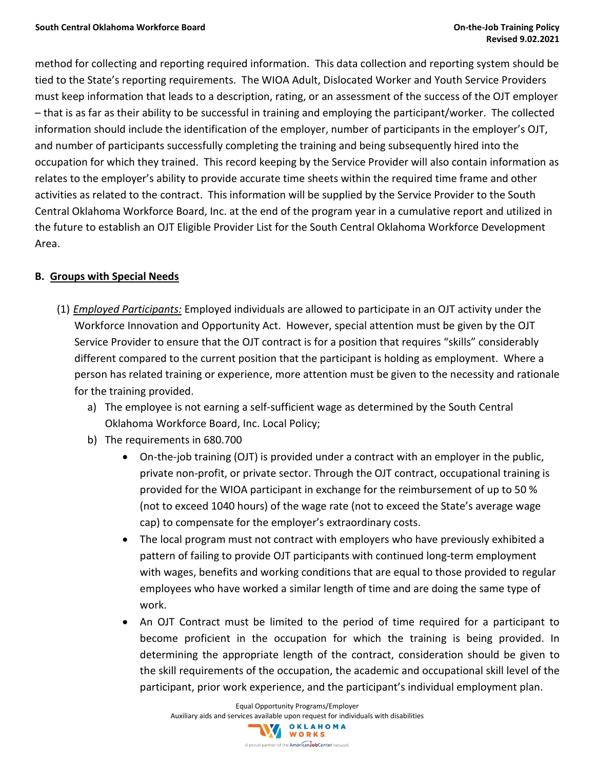method for collecting and reporting required information. This data collection and reporting system should be tied to the State's reporting requirements. The WIOA Adult, Dislocated Worker and Youth Service Providers must keep information that leads to a description, rating, or an assessment of the success of the OJT employer – that is as far as their ability to be successful in training and employing the participant/worker. The collected information should include the identification of the employer, number of participants in the employer's OJT, and number of participants successfully completing the training and being subsequently hired into the occupation for which they trained. This record keeping by the Service Provider will also contain information as relates to the employer's ability to provide accurate time sheets within the required time frame and other activities as related to the contract. This information will be supplied by the Service Provider to the South Central Oklahoma Workforce Board, Inc. at the end of the program year in a cumulative report and utilized in the future to establish an OJT Eligible Provider List for the South Central Oklahoma Workforce Development Area.

**B. Groups with Special Needs**

(1) *Employed Participants:* Employed individuals are allowed to participate in an OJT activity under the Workforce Innovation and Opportunity Act. However, special attention must be given by the OJT Service Provider to ensure that the OJT contract is for a position that requires "skills" considerably different compared to the current position that the participant is holding as employment. Where a person has related training or experience, more attention must be given to the necessity and rationale for the training provided.

a) The employee is not earning a self-sufficient wage as determined by the South Central Oklahoma Workforce Board, Inc. Local Policy;

b) The requirements in 680.700

- On-the-job training (OJT) is provided under a contract with an employer in the public, private non-profit, or private sector. Through the OJT contract, occupational training is provided for the WIOA participant in exchange for the reimbursement of up to 50 % (not to exceed 1040 hours) of the wage rate (not to exceed the State's average wage cap) to compensate for the employer's extraordinary costs.
- The local program must not contract with employers who have previously exhibited a pattern of failing to provide OJT participants with continued long-term employment with wages, benefits and working conditions that are equal to those provided to regular employees who have worked a similar length of time and are doing the same type of work.
- An OJT Contract must be limited to the period of time required for a participant to become proficient in the occupation for which the training is being provided. In determining the appropriate length of the contract, consideration should be given to the skill requirements of the occupation, the academic and occupational skill level of the participant, prior work experience, and the participant's individual employment plan.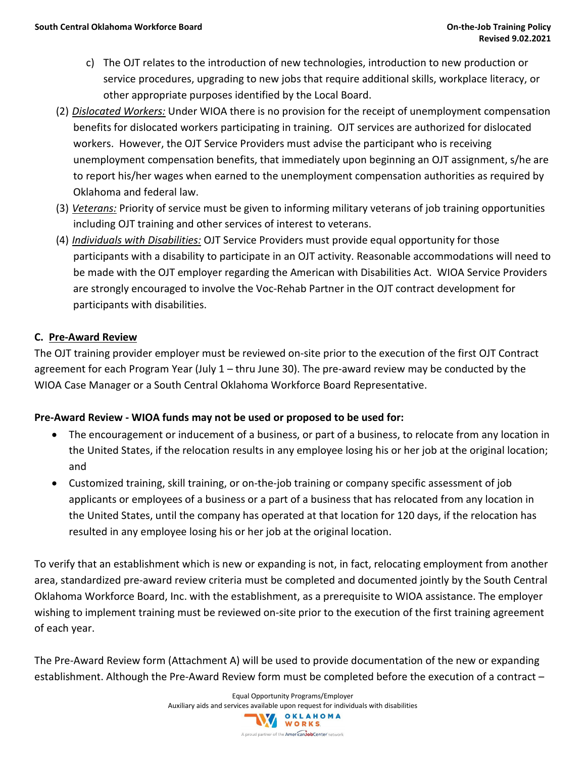c) The OJT relates to the introduction of new technologies, introduction to new production or service procedures, upgrading to new jobs that require additional skills, workplace literacy, or other appropriate purposes identified by the Local Board.

(2) *Dislocated Workers:* Under WIOA there is no provision for the receipt of unemployment compensation benefits for dislocated workers participating in training. OJT services are authorized for dislocated workers. However, the OJT Service Providers must advise the participant who is receiving unemployment compensation benefits, that immediately upon beginning an OJT assignment, s/he are to report his/her wages when earned to the unemployment compensation authorities as required by Oklahoma and federal law.

(3) *Veterans:* Priority of service must be given to informing military veterans of job training opportunities including OJT training and other services of interest to veterans.

(4) *Individuals with Disabilities:* OJT Service Providers must provide equal opportunity for those participants with a disability to participate in an OJT activity. Reasonable accommodations will need to be made with the OJT employer regarding the American with Disabilities Act. WIOA Service Providers are strongly encouraged to involve the Voc-Rehab Partner in the OJT contract development for participants with disabilities.

## C. Pre-Award Review

The OJT training provider employer must be reviewed on-site prior to the execution of the first OJT Contract agreement for each Program Year (July 1 – thru June 30). The pre-award review may be conducted by the WIOA Case Manager or a South Central Oklahoma Workforce Board Representative.

**Pre-Award Review - WIOA funds may not be used or proposed to be used for:**

- The encouragement or inducement of a business, or part of a business, to relocate from any location in the United States, if the relocation results in any employee losing his or her job at the original location; and
- Customized training, skill training, or on-the-job training or company specific assessment of job applicants or employees of a business or a part of a business that has relocated from any location in the United States, until the company has operated at that location for 120 days, if the relocation has resulted in any employee losing his or her job at the original location.

To verify that an establishment which is new or expanding is not, in fact, relocating employment from another area, standardized pre-award review criteria must be completed and documented jointly by the South Central Oklahoma Workforce Board, Inc. with the establishment, as a prerequisite to WIOA assistance. The employer wishing to implement training must be reviewed on-site prior to the execution of the first training agreement of each year.

The Pre-Award Review form (Attachment A) will be used to provide documentation of the new or expanding establishment. Although the Pre-Award Review form must be completed before the execution of a contract –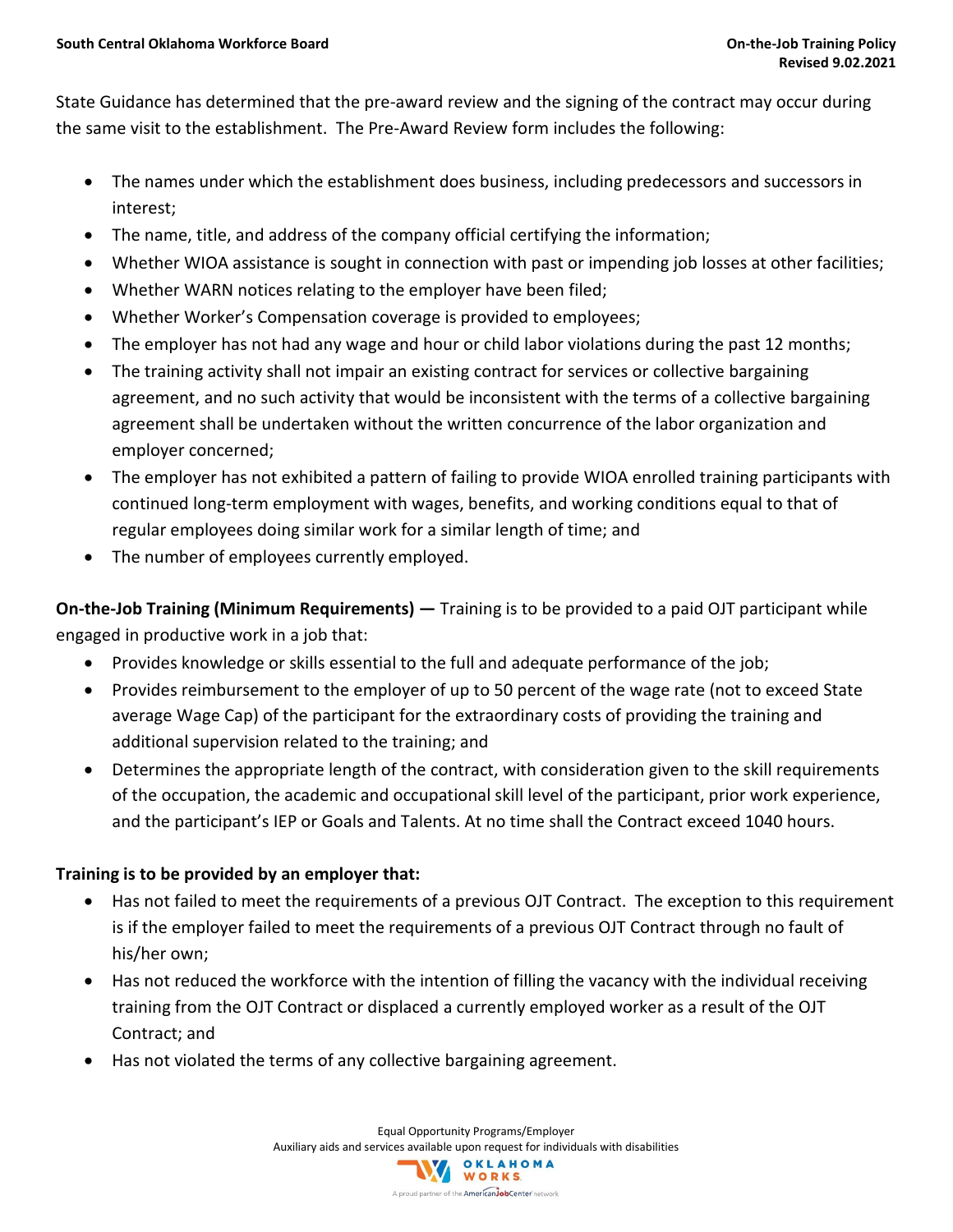State Guidance has determined that the pre-award review and the signing of the contract may occur during the same visit to the establishment. The Pre-Award Review form includes the following:

- The names under which the establishment does business, including predecessors and successors in interest;
- The name, title, and address of the company official certifying the information;
- Whether WIOA assistance is sought in connection with past or impending job losses at other facilities;
- Whether WARN notices relating to the employer have been filed;
- Whether Worker's Compensation coverage is provided to employees;
- The employer has not had any wage and hour or child labor violations during the past 12 months;
- The training activity shall not impair an existing contract for services or collective bargaining agreement, and no such activity that would be inconsistent with the terms of a collective bargaining agreement shall be undertaken without the written concurrence of the labor organization and employer concerned;
- The employer has not exhibited a pattern of failing to provide WIOA enrolled training participants with continued long-term employment with wages, benefits, and working conditions equal to that of regular employees doing similar work for a similar length of time; and
- The number of employees currently employed.

**On-the-Job Training (Minimum Requirements) —** Training is to be provided to a paid OJT participant while engaged in productive work in a job that:

- Provides knowledge or skills essential to the full and adequate performance of the job;
- Provides reimbursement to the employer of up to 50 percent of the wage rate (not to exceed State average Wage Cap) of the participant for the extraordinary costs of providing the training and additional supervision related to the training; and
- Determines the appropriate length of the contract, with consideration given to the skill requirements of the occupation, the academic and occupational skill level of the participant, prior work experience, and the participant's IEP or Goals and Talents. At no time shall the Contract exceed 1040 hours.

**Training is to be provided by an employer that:**

- Has not failed to meet the requirements of a previous OJT Contract. The exception to this requirement is if the employer failed to meet the requirements of a previous OJT Contract through no fault of his/her own;
- Has not reduced the workforce with the intention of filling the vacancy with the individual receiving training from the OJT Contract or displaced a currently employed worker as a result of the OJT Contract; and
- Has not violated the terms of any collective bargaining agreement.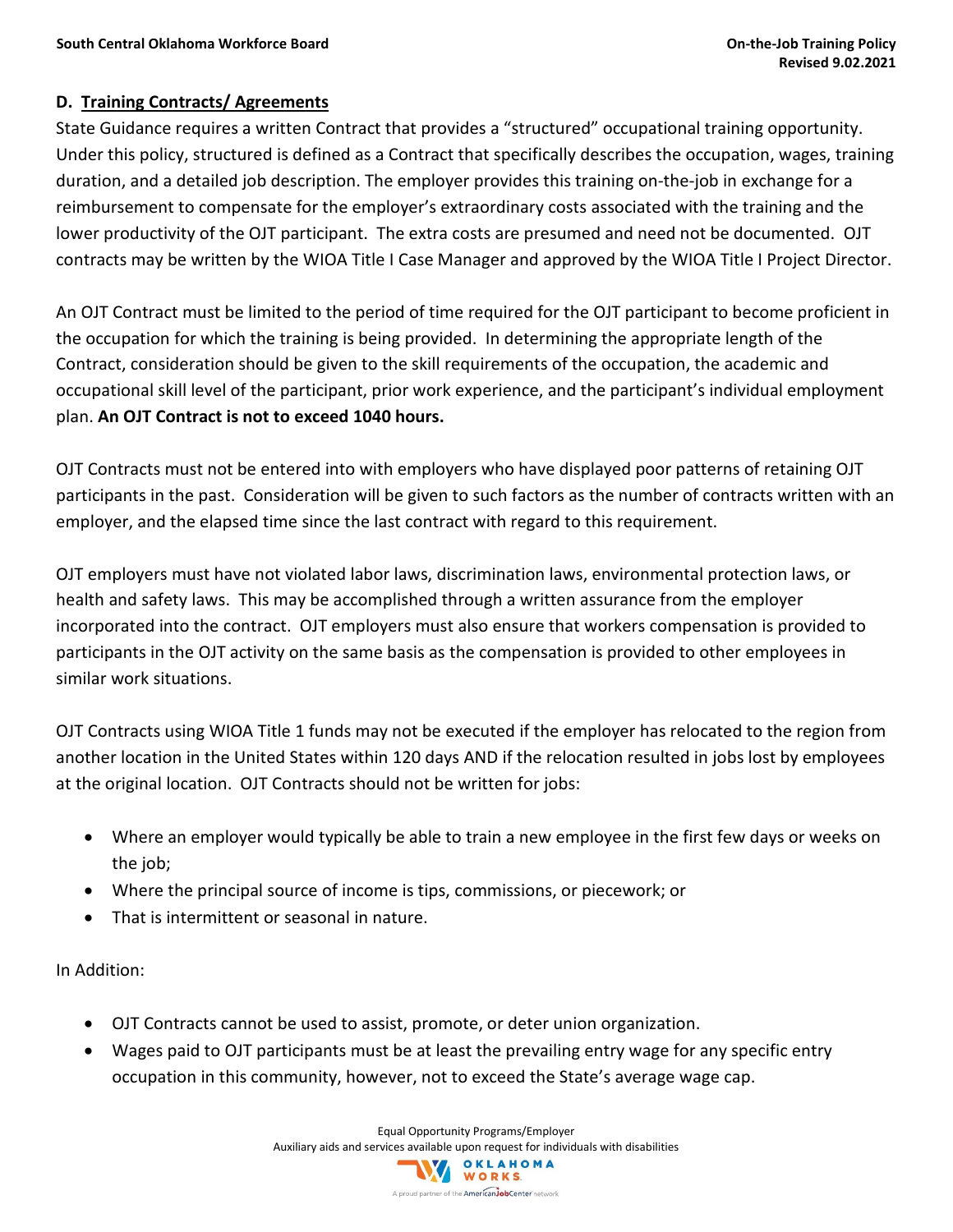### D. Training Contracts/ Agreements

State Guidance requires a written Contract that provides a "structured" occupational training opportunity. Under this policy, structured is defined as a Contract that specifically describes the occupation, wages, training duration, and a detailed job description. The employer provides this training on-the-job in exchange for a reimbursement to compensate for the employer's extraordinary costs associated with the training and the lower productivity of the OJT participant. The extra costs are presumed and need not be documented. OJT contracts may be written by the WIOA Title I Case Manager and approved by the WIOA Title I Project Director.

An OJT Contract must be limited to the period of time required for the OJT participant to become proficient in the occupation for which the training is being provided. In determining the appropriate length of the Contract, consideration should be given to the skill requirements of the occupation, the academic and occupational skill level of the participant, prior work experience, and the participant's individual employment plan. **An OJT Contract is not to exceed 1040 hours.**

OJT Contracts must not be entered into with employers who have displayed poor patterns of retaining OJT participants in the past. Consideration will be given to such factors as the number of contracts written with an employer, and the elapsed time since the last contract with regard to this requirement.

OJT employers must have not violated labor laws, discrimination laws, environmental protection laws, or health and safety laws. This may be accomplished through a written assurance from the employer incorporated into the contract. OJT employers must also ensure that workers compensation is provided to participants in the OJT activity on the same basis as the compensation is provided to other employees in similar work situations.

OJT Contracts using WIOA Title 1 funds may not be executed if the employer has relocated to the region from another location in the United States within 120 days AND if the relocation resulted in jobs lost by employees at the original location. OJT Contracts should not be written for jobs:

- Where an employer would typically be able to train a new employee in the first few days or weeks on the job;
- Where the principal source of income is tips, commissions, or piecework; or
- That is intermittent or seasonal in nature.

In Addition:

- OJT Contracts cannot be used to assist, promote, or deter union organization.
- Wages paid to OJT participants must be at least the prevailing entry wage for any specific entry occupation in this community, however, not to exceed the State's average wage cap.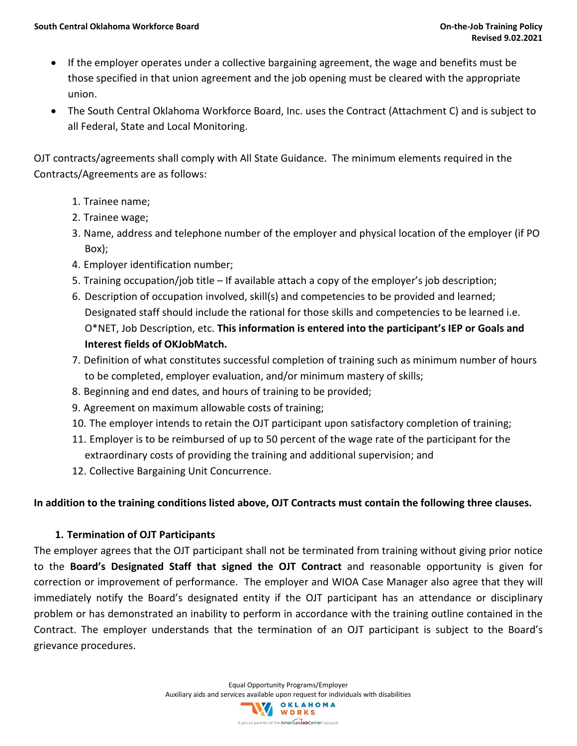- If the employer operates under a collective bargaining agreement, the wage and benefits must be those specified in that union agreement and the job opening must be cleared with the appropriate union.
- The South Central Oklahoma Workforce Board, Inc. uses the Contract (Attachment C) and is subject to all Federal, State and Local Monitoring.

OJT contracts/agreements shall comply with All State Guidance. The minimum elements required in the Contracts/Agreements are as follows:

1. Trainee name;
2. Trainee wage;
3. Name, address and telephone number of the employer and physical location of the employer (if PO Box);
4. Employer identification number;
5. Training occupation/job title – If available attach a copy of the employer's job description;
6. Description of occupation involved, skill(s) and competencies to be provided and learned; Designated staff should include the rational for those skills and competencies to be learned i.e. O*NET, Job Description, etc. **This information is entered into the participant's IEP or Goals and Interest fields of OKJobMatch.**
7. Definition of what constitutes successful completion of training such as minimum number of hours to be completed, employer evaluation, and/or minimum mastery of skills;
8. Beginning and end dates, and hours of training to be provided;
9. Agreement on maximum allowable costs of training;
10. The employer intends to retain the OJT participant upon satisfactory completion of training;
11. Employer is to be reimbursed of up to 50 percent of the wage rate of the participant for the extraordinary costs of providing the training and additional supervision; and
12. Collective Bargaining Unit Concurrence.

**In addition to the training conditions listed above, OJT Contracts must contain the following three clauses.**

### 1. Termination of OJT Participants

The employer agrees that the OJT participant shall not be terminated from training without giving prior notice to the **Board's Designated Staff that signed the OJT Contract** and reasonable opportunity is given for correction or improvement of performance. The employer and WIOA Case Manager also agree that they will immediately notify the Board's designated entity if the OJT participant has an attendance or disciplinary problem or has demonstrated an inability to perform in accordance with the training outline contained in the Contract. The employer understands that the termination of an OJT participant is subject to the Board's grievance procedures.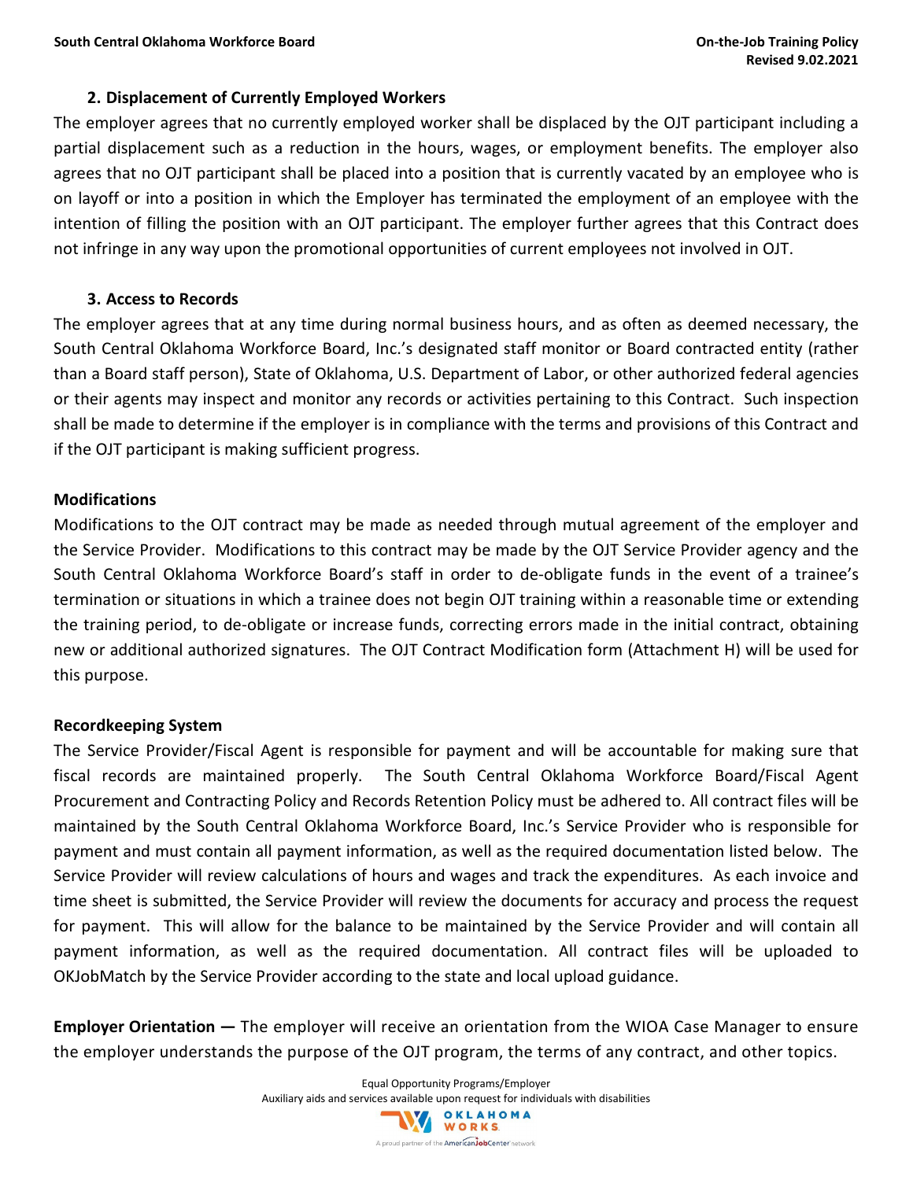### 2. Displacement of Currently Employed Workers

The employer agrees that no currently employed worker shall be displaced by the OJT participant including a partial displacement such as a reduction in the hours, wages, or employment benefits. The employer also agrees that no OJT participant shall be placed into a position that is currently vacated by an employee who is on layoff or into a position in which the Employer has terminated the employment of an employee with the intention of filling the position with an OJT participant. The employer further agrees that this Contract does not infringe in any way upon the promotional opportunities of current employees not involved in OJT.

### 3. Access to Records

The employer agrees that at any time during normal business hours, and as often as deemed necessary, the South Central Oklahoma Workforce Board, Inc.'s designated staff monitor or Board contracted entity (rather than a Board staff person), State of Oklahoma, U.S. Department of Labor, or other authorized federal agencies or their agents may inspect and monitor any records or activities pertaining to this Contract. Such inspection shall be made to determine if the employer is in compliance with the terms and provisions of this Contract and if the OJT participant is making sufficient progress.

## Modifications

Modifications to the OJT contract may be made as needed through mutual agreement of the employer and the Service Provider. Modifications to this contract may be made by the OJT Service Provider agency and the South Central Oklahoma Workforce Board's staff in order to de-obligate funds in the event of a trainee's termination or situations in which a trainee does not begin OJT training within a reasonable time or extending the training period, to de-obligate or increase funds, correcting errors made in the initial contract, obtaining new or additional authorized signatures. The OJT Contract Modification form (Attachment H) will be used for this purpose.

## Recordkeeping System

The Service Provider/Fiscal Agent is responsible for payment and will be accountable for making sure that fiscal records are maintained properly. The South Central Oklahoma Workforce Board/Fiscal Agent Procurement and Contracting Policy and Records Retention Policy must be adhered to. All contract files will be maintained by the South Central Oklahoma Workforce Board, Inc.'s Service Provider who is responsible for payment and must contain all payment information, as well as the required documentation listed below. The Service Provider will review calculations of hours and wages and track the expenditures. As each invoice and time sheet is submitted, the Service Provider will review the documents for accuracy and process the request for payment. This will allow for the balance to be maintained by the Service Provider and will contain all payment information, as well as the required documentation. All contract files will be uploaded to OKJobMatch by the Service Provider according to the state and local upload guidance.

**Employer Orientation —** The employer will receive an orientation from the WIOA Case Manager to ensure the employer understands the purpose of the OJT program, the terms of any contract, and other topics.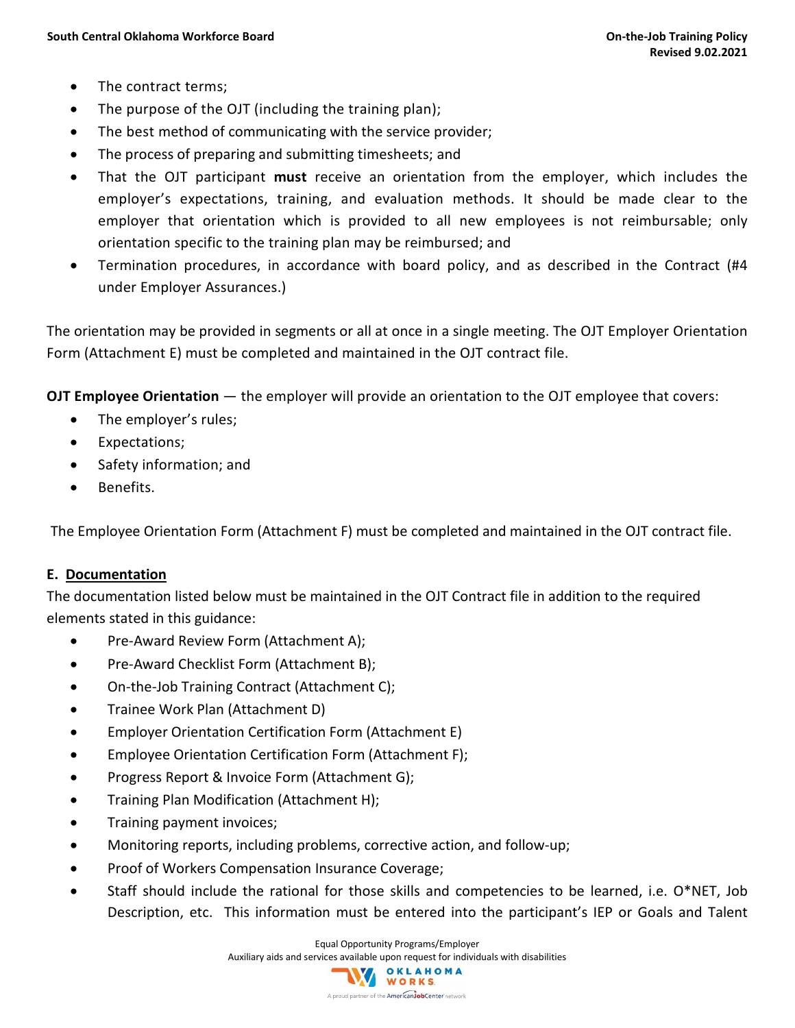- The contract terms;
- The purpose of the OJT (including the training plan);
- The best method of communicating with the service provider;
- The process of preparing and submitting timesheets; and
- That the OJT participant **must** receive an orientation from the employer, which includes the employer's expectations, training, and evaluation methods. It should be made clear to the employer that orientation which is provided to all new employees is not reimbursable; only orientation specific to the training plan may be reimbursed; and
- Termination procedures, in accordance with board policy, and as described in the Contract (#4 under Employer Assurances.)

The orientation may be provided in segments or all at once in a single meeting. The OJT Employer Orientation Form (Attachment E) must be completed and maintained in the OJT contract file.

**OJT Employee Orientation** — the employer will provide an orientation to the OJT employee that covers:

- The employer's rules;
- Expectations;
- Safety information; and
- Benefits.

The Employee Orientation Form (Attachment F) must be completed and maintained in the OJT contract file.

### E. <u>Documentation</u>

The documentation listed below must be maintained in the OJT Contract file in addition to the required elements stated in this guidance:

- Pre-Award Review Form (Attachment A);
- Pre-Award Checklist Form (Attachment B);
- On-the-Job Training Contract (Attachment C);
- Trainee Work Plan (Attachment D)
- Employer Orientation Certification Form (Attachment E)
- Employee Orientation Certification Form (Attachment F);
- Progress Report & Invoice Form (Attachment G);
- Training Plan Modification (Attachment H);
- Training payment invoices;
- Monitoring reports, including problems, corrective action, and follow-up;
- Proof of Workers Compensation Insurance Coverage;
- Staff should include the rational for those skills and competencies to be learned, i.e. O*NET, Job Description, etc. This information must be entered into the participant's IEP or Goals and Talent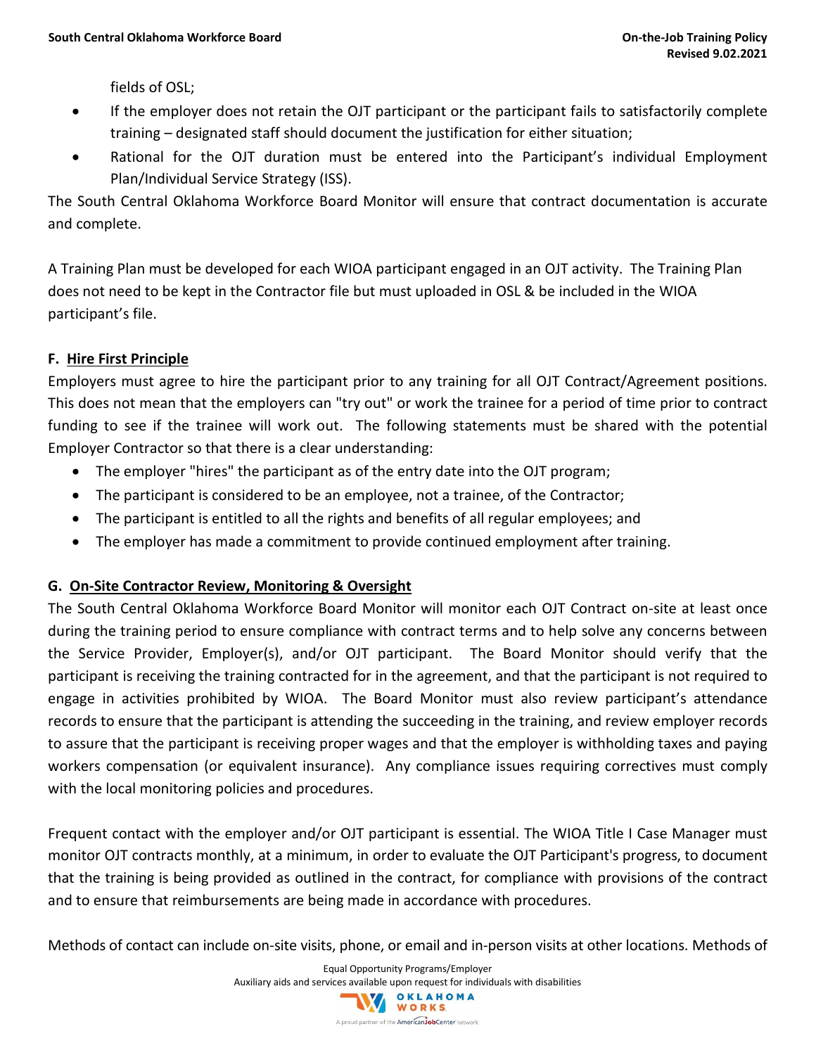fields of OSL;

- If the employer does not retain the OJT participant or the participant fails to satisfactorily complete training – designated staff should document the justification for either situation;
- Rational for the OJT duration must be entered into the Participant's individual Employment Plan/Individual Service Strategy (ISS).

The South Central Oklahoma Workforce Board Monitor will ensure that contract documentation is accurate and complete.

A Training Plan must be developed for each WIOA participant engaged in an OJT activity. The Training Plan does not need to be kept in the Contractor file but must uploaded in OSL & be included in the WIOA participant's file.

### F. <u>Hire First Principle</u>

Employers must agree to hire the participant prior to any training for all OJT Contract/Agreement positions. This does not mean that the employers can "try out" or work the trainee for a period of time prior to contract funding to see if the trainee will work out. The following statements must be shared with the potential Employer Contractor so that there is a clear understanding:

- The employer "hires" the participant as of the entry date into the OJT program;
- The participant is considered to be an employee, not a trainee, of the Contractor;
- The participant is entitled to all the rights and benefits of all regular employees; and
- The employer has made a commitment to provide continued employment after training.

### G. <u>On-Site Contractor Review, Monitoring & Oversight</u>

The South Central Oklahoma Workforce Board Monitor will monitor each OJT Contract on-site at least once during the training period to ensure compliance with contract terms and to help solve any concerns between the Service Provider, Employer(s), and/or OJT participant. The Board Monitor should verify that the participant is receiving the training contracted for in the agreement, and that the participant is not required to engage in activities prohibited by WIOA. The Board Monitor must also review participant's attendance records to ensure that the participant is attending the succeeding in the training, and review employer records to assure that the participant is receiving proper wages and that the employer is withholding taxes and paying workers compensation (or equivalent insurance). Any compliance issues requiring correctives must comply with the local monitoring policies and procedures.

Frequent contact with the employer and/or OJT participant is essential. The WIOA Title I Case Manager must monitor OJT contracts monthly, at a minimum, in order to evaluate the OJT Participant's progress, to document that the training is being provided as outlined in the contract, for compliance with provisions of the contract and to ensure that reimbursements are being made in accordance with procedures.

Methods of contact can include on-site visits, phone, or email and in-person visits at other locations. Methods of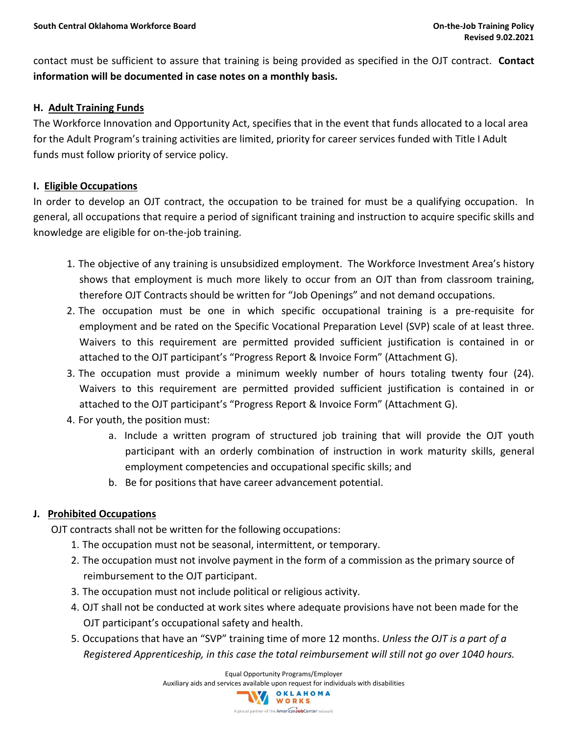contact must be sufficient to assure that training is being provided as specified in the OJT contract. **Contact information will be documented in case notes on a monthly basis.**

### H. Adult Training Funds

The Workforce Innovation and Opportunity Act, specifies that in the event that funds allocated to a local area for the Adult Program's training activities are limited, priority for career services funded with Title I Adult funds must follow priority of service policy.

### I. Eligible Occupations

In order to develop an OJT contract, the occupation to be trained for must be a qualifying occupation. In general, all occupations that require a period of significant training and instruction to acquire specific skills and knowledge are eligible for on-the-job training.

1. The objective of any training is unsubsidized employment. The Workforce Investment Area's history shows that employment is much more likely to occur from an OJT than from classroom training, therefore OJT Contracts should be written for "Job Openings" and not demand occupations.
2. The occupation must be one in which specific occupational training is a pre-requisite for employment and be rated on the Specific Vocational Preparation Level (SVP) scale of at least three. Waivers to this requirement are permitted provided sufficient justification is contained in or attached to the OJT participant's "Progress Report & Invoice Form" (Attachment G).
3. The occupation must provide a minimum weekly number of hours totaling twenty four (24). Waivers to this requirement are permitted provided sufficient justification is contained in or attached to the OJT participant's "Progress Report & Invoice Form" (Attachment G).
4. For youth, the position must:
   a. Include a written program of structured job training that will provide the OJT youth participant with an orderly combination of instruction in work maturity skills, general employment competencies and occupational specific skills; and
   b. Be for positions that have career advancement potential.

### J. Prohibited Occupations

OJT contracts shall not be written for the following occupations:

1. The occupation must not be seasonal, intermittent, or temporary.
2. The occupation must not involve payment in the form of a commission as the primary source of reimbursement to the OJT participant.
3. The occupation must not include political or religious activity.
4. OJT shall not be conducted at work sites where adequate provisions have not been made for the OJT participant's occupational safety and health.
5. Occupations that have an "SVP" training time of more 12 months. *Unless the OJT is a part of a Registered Apprenticeship, in this case the total reimbursement will still not go over 1040 hours.*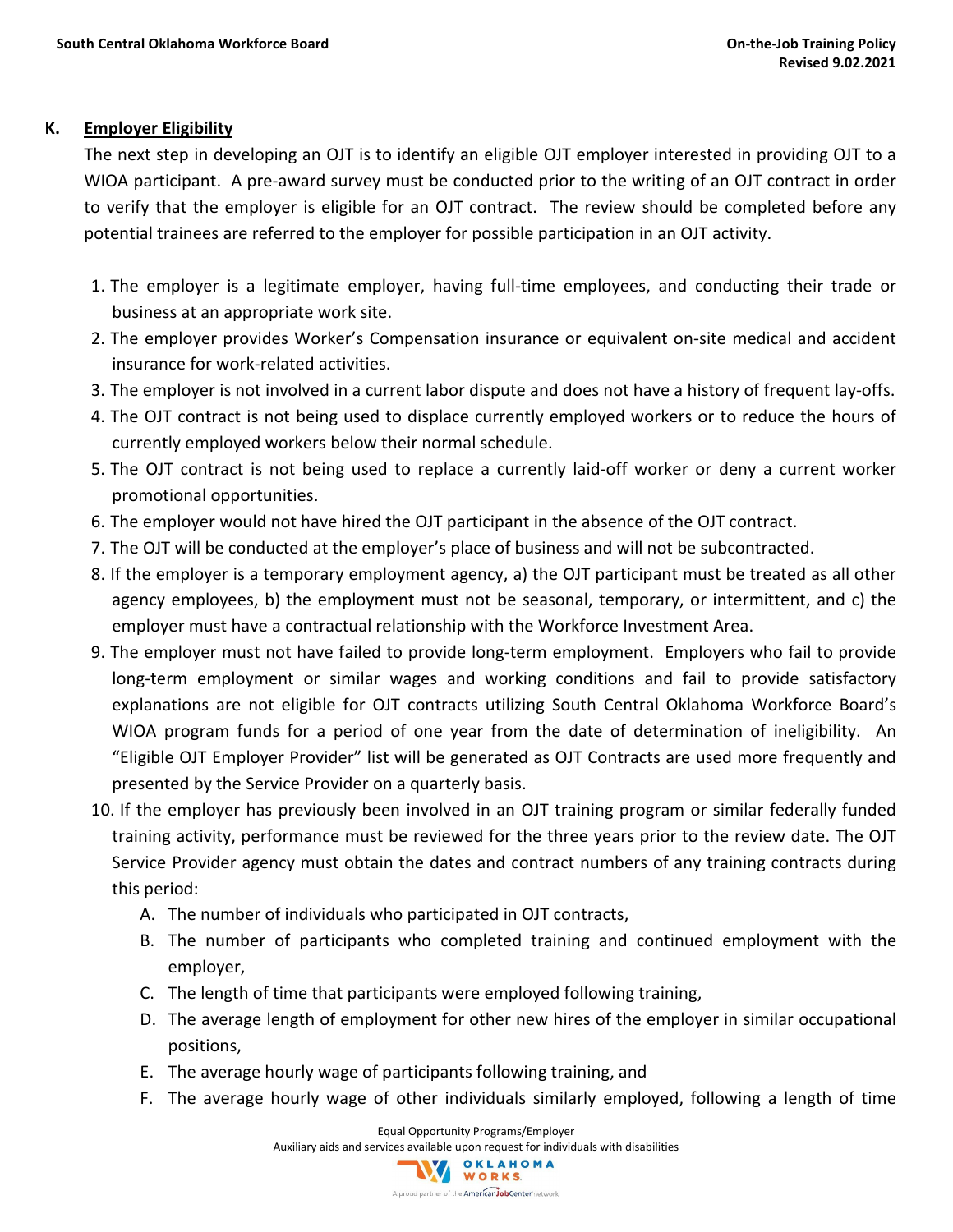## K. Employer Eligibility

The next step in developing an OJT is to identify an eligible OJT employer interested in providing OJT to a WIOA participant. A pre-award survey must be conducted prior to the writing of an OJT contract in order to verify that the employer is eligible for an OJT contract. The review should be completed before any potential trainees are referred to the employer for possible participation in an OJT activity.

1. The employer is a legitimate employer, having full-time employees, and conducting their trade or business at an appropriate work site.
2. The employer provides Worker's Compensation insurance or equivalent on-site medical and accident insurance for work-related activities.
3. The employer is not involved in a current labor dispute and does not have a history of frequent lay-offs.
4. The OJT contract is not being used to displace currently employed workers or to reduce the hours of currently employed workers below their normal schedule.
5. The OJT contract is not being used to replace a currently laid-off worker or deny a current worker promotional opportunities.
6. The employer would not have hired the OJT participant in the absence of the OJT contract.
7. The OJT will be conducted at the employer's place of business and will not be subcontracted.
8. If the employer is a temporary employment agency, a) the OJT participant must be treated as all other agency employees, b) the employment must not be seasonal, temporary, or intermittent, and c) the employer must have a contractual relationship with the Workforce Investment Area.
9. The employer must not have failed to provide long-term employment. Employers who fail to provide long-term employment or similar wages and working conditions and fail to provide satisfactory explanations are not eligible for OJT contracts utilizing South Central Oklahoma Workforce Board's WIOA program funds for a period of one year from the date of determination of ineligibility. An "Eligible OJT Employer Provider" list will be generated as OJT Contracts are used more frequently and presented by the Service Provider on a quarterly basis.
10. If the employer has previously been involved in an OJT training program or similar federally funded training activity, performance must be reviewed for the three years prior to the review date. The OJT Service Provider agency must obtain the dates and contract numbers of any training contracts during this period:
    A. The number of individuals who participated in OJT contracts,
    B. The number of participants who completed training and continued employment with the employer,
    C. The length of time that participants were employed following training,
    D. The average length of employment for other new hires of the employer in similar occupational positions,
    E. The average hourly wage of participants following training, and
    F. The average hourly wage of other individuals similarly employed, following a length of time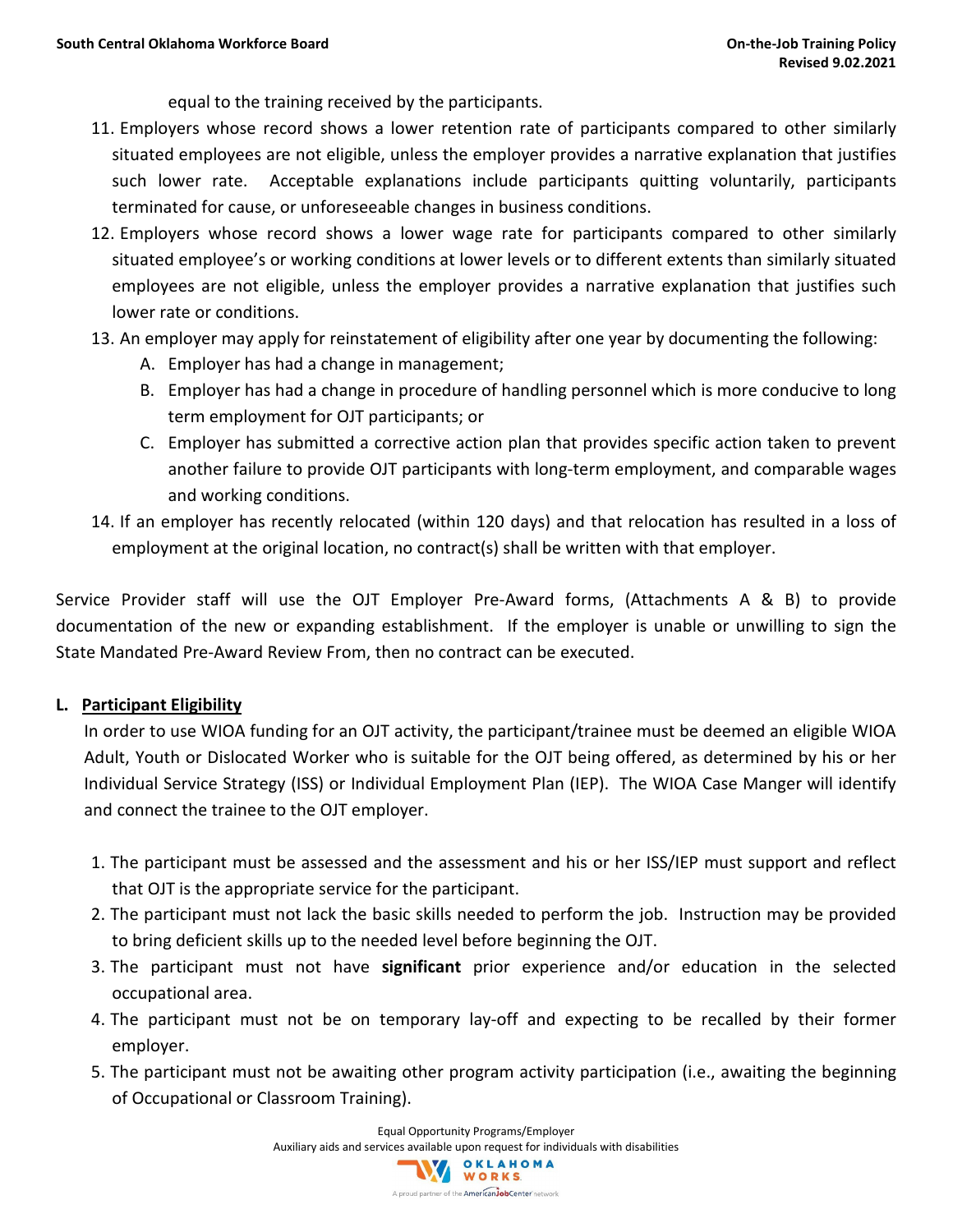equal to the training received by the participants.

11. Employers whose record shows a lower retention rate of participants compared to other similarly situated employees are not eligible, unless the employer provides a narrative explanation that justifies such lower rate. Acceptable explanations include participants quitting voluntarily, participants terminated for cause, or unforeseeable changes in business conditions.
12. Employers whose record shows a lower wage rate for participants compared to other similarly situated employee's or working conditions at lower levels or to different extents than similarly situated employees are not eligible, unless the employer provides a narrative explanation that justifies such lower rate or conditions.
13. An employer may apply for reinstatement of eligibility after one year by documenting the following:
    A. Employer has had a change in management;
    B. Employer has had a change in procedure of handling personnel which is more conducive to long term employment for OJT participants; or
    C. Employer has submitted a corrective action plan that provides specific action taken to prevent another failure to provide OJT participants with long-term employment, and comparable wages and working conditions.
14. If an employer has recently relocated (within 120 days) and that relocation has resulted in a loss of employment at the original location, no contract(s) shall be written with that employer.

Service Provider staff will use the OJT Employer Pre-Award forms, (Attachments A & B) to provide documentation of the new or expanding establishment. If the employer is unable or unwilling to sign the State Mandated Pre-Award Review From, then no contract can be executed.

### L. Participant Eligibility

In order to use WIOA funding for an OJT activity, the participant/trainee must be deemed an eligible WIOA Adult, Youth or Dislocated Worker who is suitable for the OJT being offered, as determined by his or her Individual Service Strategy (ISS) or Individual Employment Plan (IEP). The WIOA Case Manger will identify and connect the trainee to the OJT employer.

1. The participant must be assessed and the assessment and his or her ISS/IEP must support and reflect that OJT is the appropriate service for the participant.
2. The participant must not lack the basic skills needed to perform the job. Instruction may be provided to bring deficient skills up to the needed level before beginning the OJT.
3. The participant must not have **significant** prior experience and/or education in the selected occupational area.
4. The participant must not be on temporary lay-off and expecting to be recalled by their former employer.
5. The participant must not be awaiting other program activity participation (i.e., awaiting the beginning of Occupational or Classroom Training).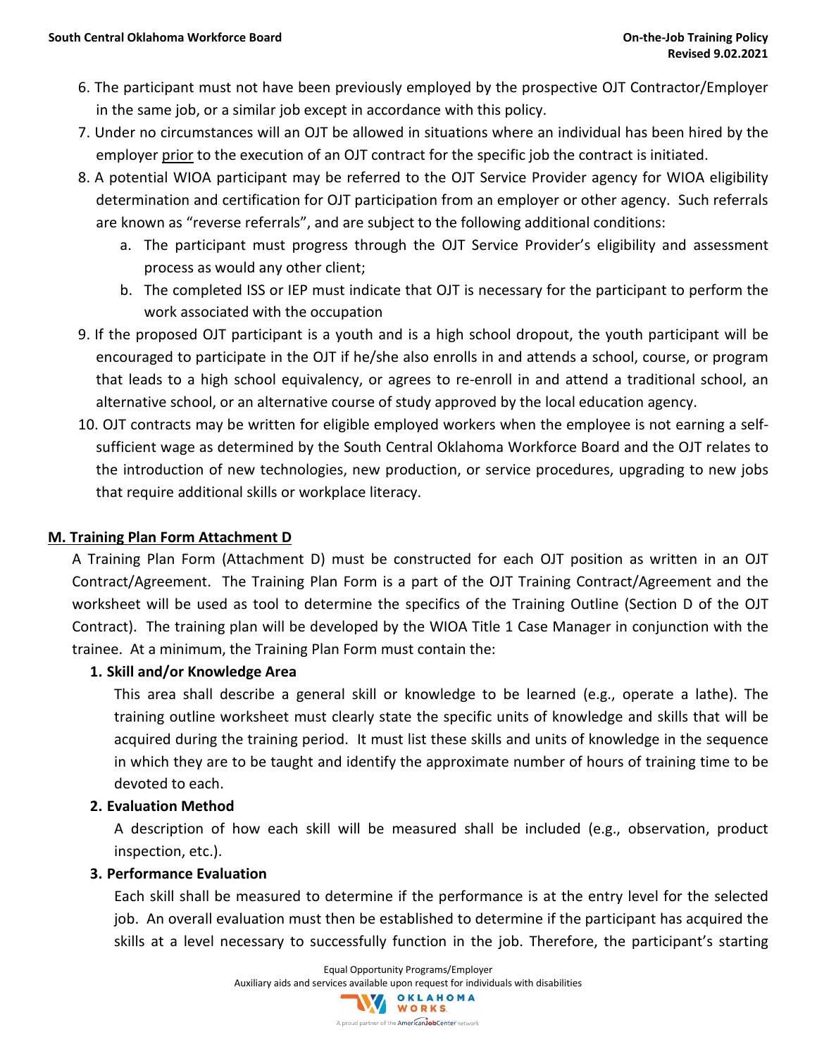6. The participant must not have been previously employed by the prospective OJT Contractor/Employer in the same job, or a similar job except in accordance with this policy.
7. Under no circumstances will an OJT be allowed in situations where an individual has been hired by the employer prior to the execution of an OJT contract for the specific job the contract is initiated.
8. A potential WIOA participant may be referred to the OJT Service Provider agency for WIOA eligibility determination and certification for OJT participation from an employer or other agency. Such referrals are known as "reverse referrals", and are subject to the following additional conditions:
    a. The participant must progress through the OJT Service Provider's eligibility and assessment process as would any other client;
    b. The completed ISS or IEP must indicate that OJT is necessary for the participant to perform the work associated with the occupation
9. If the proposed OJT participant is a youth and is a high school dropout, the youth participant will be encouraged to participate in the OJT if he/she also enrolls in and attends a school, course, or program that leads to a high school equivalency, or agrees to re-enroll in and attend a traditional school, an alternative school, or an alternative course of study approved by the local education agency.
10. OJT contracts may be written for eligible employed workers when the employee is not earning a self-sufficient wage as determined by the South Central Oklahoma Workforce Board and the OJT relates to the introduction of new technologies, new production, or service procedures, upgrading to new jobs that require additional skills or workplace literacy.

## M. Training Plan Form Attachment D

A Training Plan Form (Attachment D) must be constructed for each OJT position as written in an OJT Contract/Agreement. The Training Plan Form is a part of the OJT Training Contract/Agreement and the worksheet will be used as tool to determine the specifics of the Training Outline (Section D of the OJT Contract). The training plan will be developed by the WIOA Title 1 Case Manager in conjunction with the trainee. At a minimum, the Training Plan Form must contain the:

**1. Skill and/or Knowledge Area**

This area shall describe a general skill or knowledge to be learned (e.g., operate a lathe). The training outline worksheet must clearly state the specific units of knowledge and skills that will be acquired during the training period. It must list these skills and units of knowledge in the sequence in which they are to be taught and identify the approximate number of hours of training time to be devoted to each.

**2. Evaluation Method**

A description of how each skill will be measured shall be included (e.g., observation, product inspection, etc.).

**3. Performance Evaluation**

Each skill shall be measured to determine if the performance is at the entry level for the selected job. An overall evaluation must then be established to determine if the participant has acquired the skills at a level necessary to successfully function in the job. Therefore, the participant's starting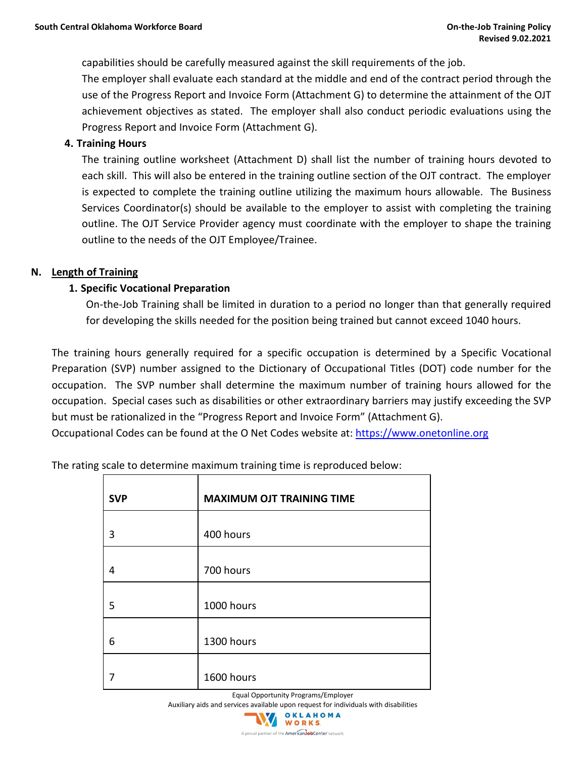capabilities should be carefully measured against the skill requirements of the job.

The employer shall evaluate each standard at the middle and end of the contract period through the use of the Progress Report and Invoice Form (Attachment G) to determine the attainment of the OJT achievement objectives as stated. The employer shall also conduct periodic evaluations using the Progress Report and Invoice Form (Attachment G).

**4. Training Hours**

The training outline worksheet (Attachment D) shall list the number of training hours devoted to each skill. This will also be entered in the training outline section of the OJT contract. The employer is expected to complete the training outline utilizing the maximum hours allowable. The Business Services Coordinator(s) should be available to the employer to assist with completing the training outline. The OJT Service Provider agency must coordinate with the employer to shape the training outline to the needs of the OJT Employee/Trainee.

## N. Length of Training

**1. Specific Vocational Preparation**

On-the-Job Training shall be limited in duration to a period no longer than that generally required for developing the skills needed for the position being trained but cannot exceed 1040 hours.

The training hours generally required for a specific occupation is determined by a Specific Vocational Preparation (SVP) number assigned to the Dictionary of Occupational Titles (DOT) code number for the occupation. The SVP number shall determine the maximum number of training hours allowed for the occupation. Special cases such as disabilities or other extraordinary barriers may justify exceeding the SVP but must be rationalized in the "Progress Report and Invoice Form" (Attachment G).

Occupational Codes can be found at the O Net Codes website at: https://www.onetonline.org

The rating scale to determine maximum training time is reproduced below:

| SVP | MAXIMUM OJT TRAINING TIME |
|---|---|
| 3 | 400 hours |
| 4 | 700 hours |
| 5 | 1000 hours |
| 6 | 1300 hours |
| 7 | 1600 hours |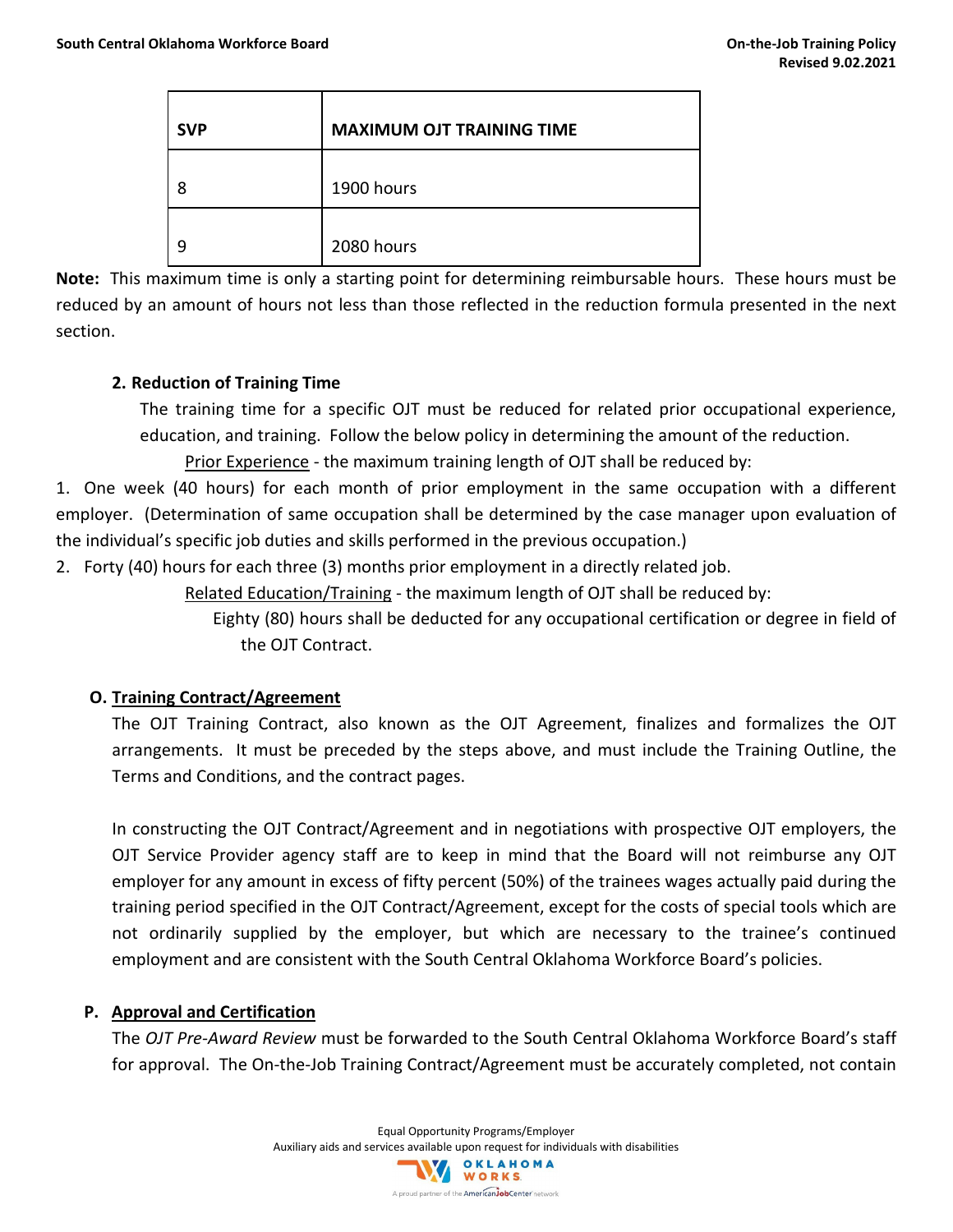| SVP | MAXIMUM OJT TRAINING TIME |
|---|---|
| 8 | 1900 hours |
| 9 | 2080 hours |

**Note:** This maximum time is only a starting point for determining reimbursable hours. These hours must be reduced by an amount of hours not less than those reflected in the reduction formula presented in the next section.

**2. Reduction of Training Time**

The training time for a specific OJT must be reduced for related prior occupational experience, education, and training. Follow the below policy in determining the amount of the reduction.

Prior Experience - the maximum training length of OJT shall be reduced by:

1. One week (40 hours) for each month of prior employment in the same occupation with a different employer. (Determination of same occupation shall be determined by the case manager upon evaluation of the individual's specific job duties and skills performed in the previous occupation.)
2. Forty (40) hours for each three (3) months prior employment in a directly related job.

Related Education/Training - the maximum length of OJT shall be reduced by:

Eighty (80) hours shall be deducted for any occupational certification or degree in field of the OJT Contract.

## O. Training Contract/Agreement

The OJT Training Contract, also known as the OJT Agreement, finalizes and formalizes the OJT arrangements. It must be preceded by the steps above, and must include the Training Outline, the Terms and Conditions, and the contract pages.

In constructing the OJT Contract/Agreement and in negotiations with prospective OJT employers, the OJT Service Provider agency staff are to keep in mind that the Board will not reimburse any OJT employer for any amount in excess of fifty percent (50%) of the trainees wages actually paid during the training period specified in the OJT Contract/Agreement, except for the costs of special tools which are not ordinarily supplied by the employer, but which are necessary to the trainee's continued employment and are consistent with the South Central Oklahoma Workforce Board's policies.

## P. Approval and Certification

The *OJT Pre-Award Review* must be forwarded to the South Central Oklahoma Workforce Board's staff for approval. The On-the-Job Training Contract/Agreement must be accurately completed, not contain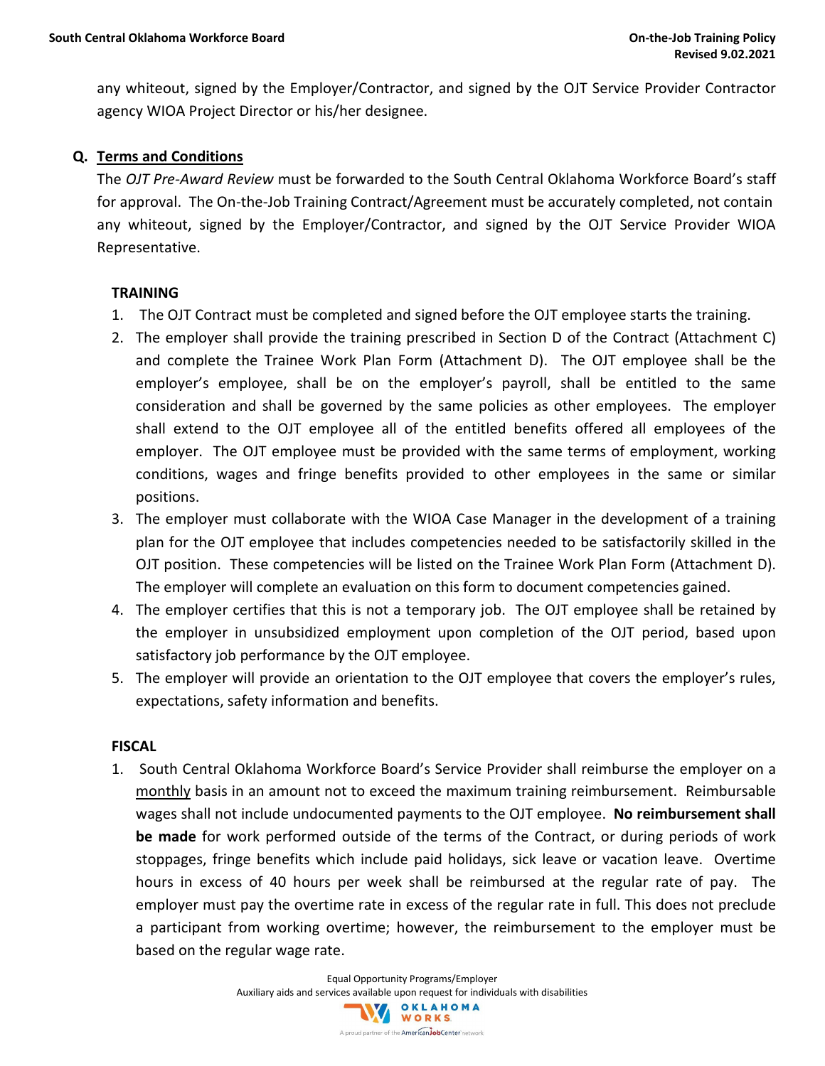any whiteout, signed by the Employer/Contractor, and signed by the OJT Service Provider Contractor agency WIOA Project Director or his/her designee.

**Q. <u>Terms and Conditions</u>**

The *OJT Pre-Award Review* must be forwarded to the South Central Oklahoma Workforce Board's staff for approval. The On-the-Job Training Contract/Agreement must be accurately completed, not contain any whiteout, signed by the Employer/Contractor, and signed by the OJT Service Provider WIOA Representative.

**TRAINING**

1. The OJT Contract must be completed and signed before the OJT employee starts the training.
2. The employer shall provide the training prescribed in Section D of the Contract (Attachment C) and complete the Trainee Work Plan Form (Attachment D). The OJT employee shall be the employer's employee, shall be on the employer's payroll, shall be entitled to the same consideration and shall be governed by the same policies as other employees. The employer shall extend to the OJT employee all of the entitled benefits offered all employees of the employer. The OJT employee must be provided with the same terms of employment, working conditions, wages and fringe benefits provided to other employees in the same or similar positions.
3. The employer must collaborate with the WIOA Case Manager in the development of a training plan for the OJT employee that includes competencies needed to be satisfactorily skilled in the OJT position. These competencies will be listed on the Trainee Work Plan Form (Attachment D). The employer will complete an evaluation on this form to document competencies gained.
4. The employer certifies that this is not a temporary job. The OJT employee shall be retained by the employer in unsubsidized employment upon completion of the OJT period, based upon satisfactory job performance by the OJT employee.
5. The employer will provide an orientation to the OJT employee that covers the employer's rules, expectations, safety information and benefits.

**FISCAL**

1. South Central Oklahoma Workforce Board's Service Provider shall reimburse the employer on a <u>monthly</u> basis in an amount not to exceed the maximum training reimbursement. Reimbursable wages shall not include undocumented payments to the OJT employee. **No reimbursement shall be made** for work performed outside of the terms of the Contract, or during periods of work stoppages, fringe benefits which include paid holidays, sick leave or vacation leave. Overtime hours in excess of 40 hours per week shall be reimbursed at the regular rate of pay. The employer must pay the overtime rate in excess of the regular rate in full. This does not preclude a participant from working overtime; however, the reimbursement to the employer must be based on the regular wage rate.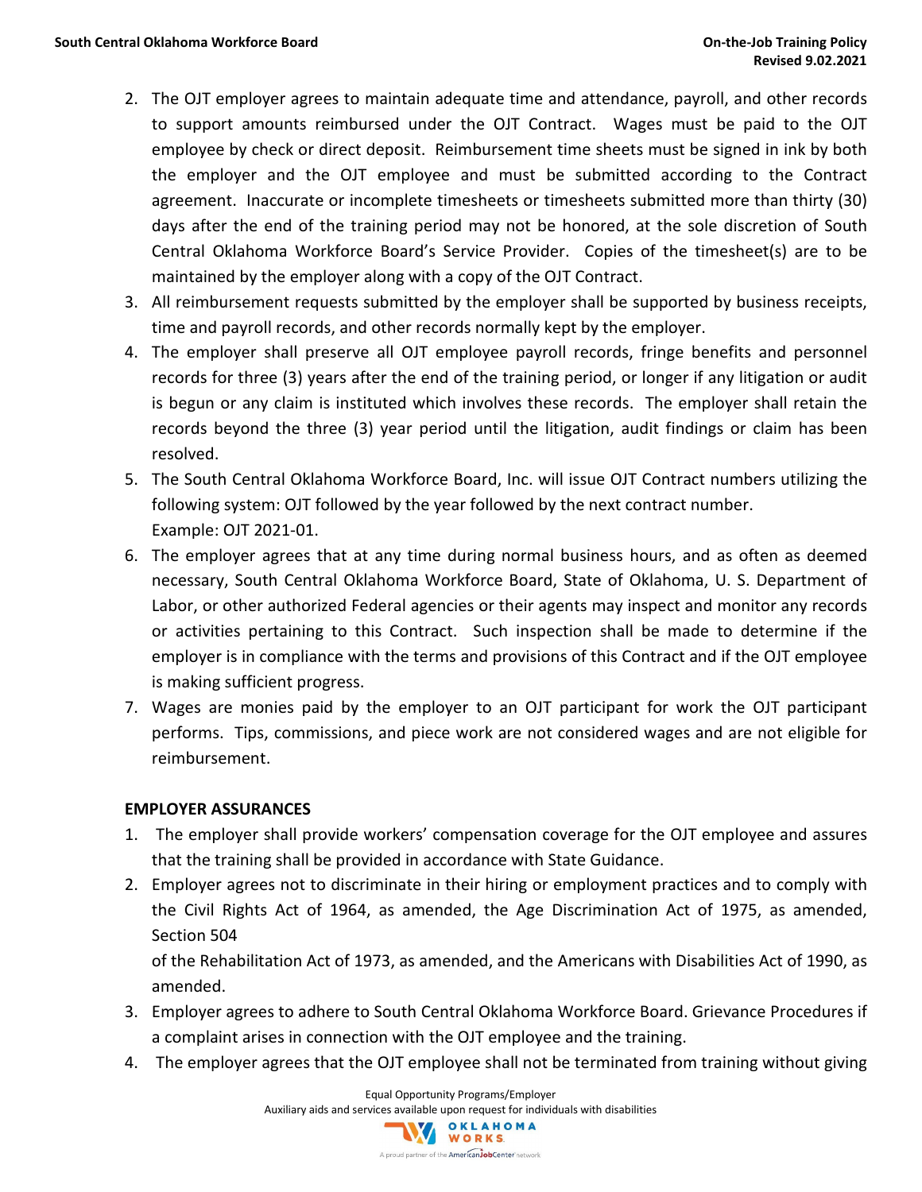2. The OJT employer agrees to maintain adequate time and attendance, payroll, and other records to support amounts reimbursed under the OJT Contract. Wages must be paid to the OJT employee by check or direct deposit. Reimbursement time sheets must be signed in ink by both the employer and the OJT employee and must be submitted according to the Contract agreement. Inaccurate or incomplete timesheets or timesheets submitted more than thirty (30) days after the end of the training period may not be honored, at the sole discretion of South Central Oklahoma Workforce Board's Service Provider. Copies of the timesheet(s) are to be maintained by the employer along with a copy of the OJT Contract.
3. All reimbursement requests submitted by the employer shall be supported by business receipts, time and payroll records, and other records normally kept by the employer.
4. The employer shall preserve all OJT employee payroll records, fringe benefits and personnel records for three (3) years after the end of the training period, or longer if any litigation or audit is begun or any claim is instituted which involves these records. The employer shall retain the records beyond the three (3) year period until the litigation, audit findings or claim has been resolved.
5. The South Central Oklahoma Workforce Board, Inc. will issue OJT Contract numbers utilizing the following system: OJT followed by the year followed by the next contract number. Example: OJT 2021-01.
6. The employer agrees that at any time during normal business hours, and as often as deemed necessary, South Central Oklahoma Workforce Board, State of Oklahoma, U. S. Department of Labor, or other authorized Federal agencies or their agents may inspect and monitor any records or activities pertaining to this Contract. Such inspection shall be made to determine if the employer is in compliance with the terms and provisions of this Contract and if the OJT employee is making sufficient progress.
7. Wages are monies paid by the employer to an OJT participant for work the OJT participant performs. Tips, commissions, and piece work are not considered wages and are not eligible for reimbursement.

**EMPLOYER ASSURANCES**

1. The employer shall provide workers' compensation coverage for the OJT employee and assures that the training shall be provided in accordance with State Guidance.
2. Employer agrees not to discriminate in their hiring or employment practices and to comply with the Civil Rights Act of 1964, as amended, the Age Discrimination Act of 1975, as amended, Section 504 of the Rehabilitation Act of 1973, as amended, and the Americans with Disabilities Act of 1990, as amended.
3. Employer agrees to adhere to South Central Oklahoma Workforce Board. Grievance Procedures if a complaint arises in connection with the OJT employee and the training.
4. The employer agrees that the OJT employee shall not be terminated from training without giving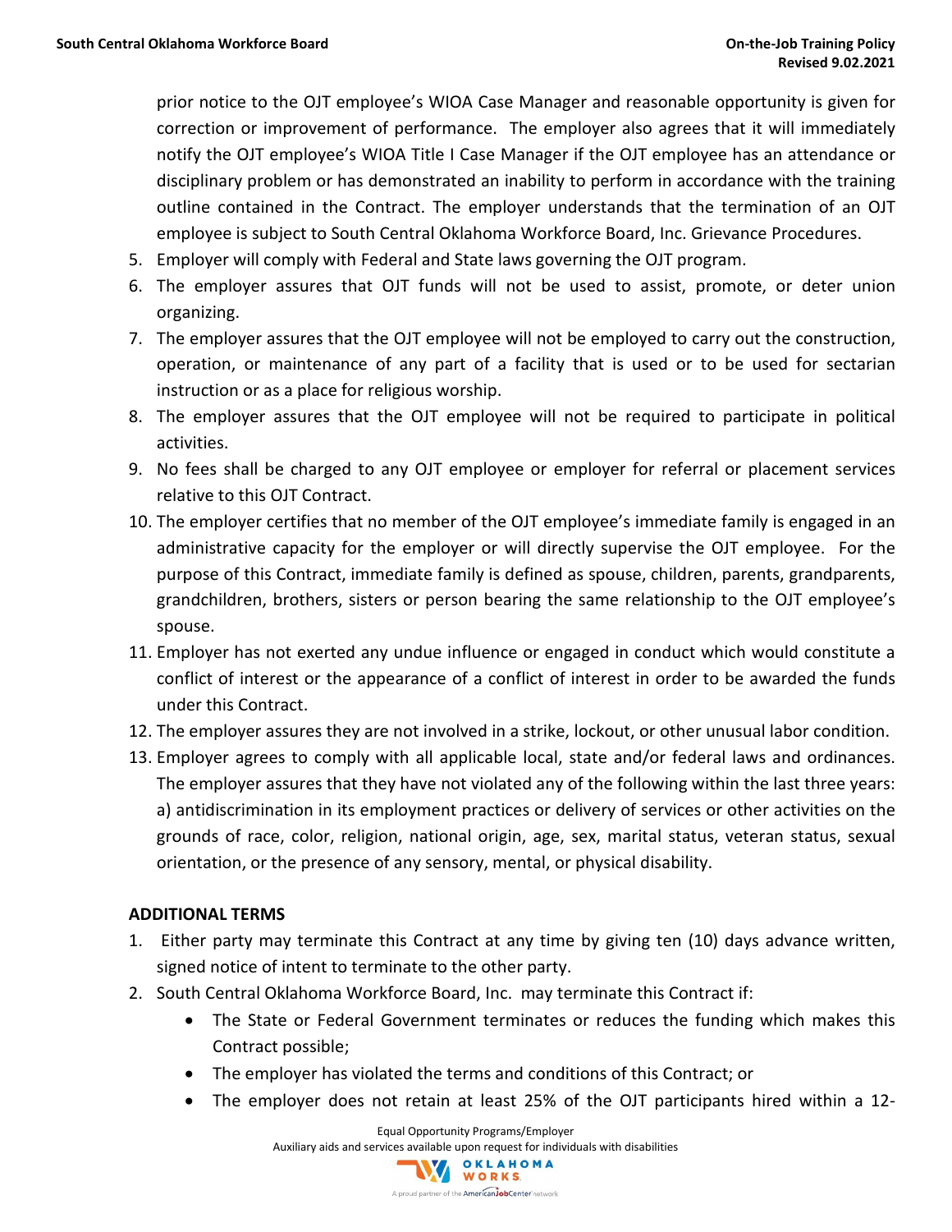prior notice to the OJT employee's WIOA Case Manager and reasonable opportunity is given for correction or improvement of performance. The employer also agrees that it will immediately notify the OJT employee's WIOA Title I Case Manager if the OJT employee has an attendance or disciplinary problem or has demonstrated an inability to perform in accordance with the training outline contained in the Contract. The employer understands that the termination of an OJT employee is subject to South Central Oklahoma Workforce Board, Inc. Grievance Procedures.

5. Employer will comply with Federal and State laws governing the OJT program.
6. The employer assures that OJT funds will not be used to assist, promote, or deter union organizing.
7. The employer assures that the OJT employee will not be employed to carry out the construction, operation, or maintenance of any part of a facility that is used or to be used for sectarian instruction or as a place for religious worship.
8. The employer assures that the OJT employee will not be required to participate in political activities.
9. No fees shall be charged to any OJT employee or employer for referral or placement services relative to this OJT Contract.
10. The employer certifies that no member of the OJT employee's immediate family is engaged in an administrative capacity for the employer or will directly supervise the OJT employee. For the purpose of this Contract, immediate family is defined as spouse, children, parents, grandparents, grandchildren, brothers, sisters or person bearing the same relationship to the OJT employee's spouse.
11. Employer has not exerted any undue influence or engaged in conduct which would constitute a conflict of interest or the appearance of a conflict of interest in order to be awarded the funds under this Contract.
12. The employer assures they are not involved in a strike, lockout, or other unusual labor condition.
13. Employer agrees to comply with all applicable local, state and/or federal laws and ordinances. The employer assures that they have not violated any of the following within the last three years: a) antidiscrimination in its employment practices or delivery of services or other activities on the grounds of race, color, religion, national origin, age, sex, marital status, veteran status, sexual orientation, or the presence of any sensory, mental, or physical disability.

**ADDITIONAL TERMS**

1. Either party may terminate this Contract at any time by giving ten (10) days advance written, signed notice of intent to terminate to the other party.
2. South Central Oklahoma Workforce Board, Inc. may terminate this Contract if:
   - The State or Federal Government terminates or reduces the funding which makes this Contract possible;
   - The employer has violated the terms and conditions of this Contract; or
   - The employer does not retain at least 25% of the OJT participants hired within a 12-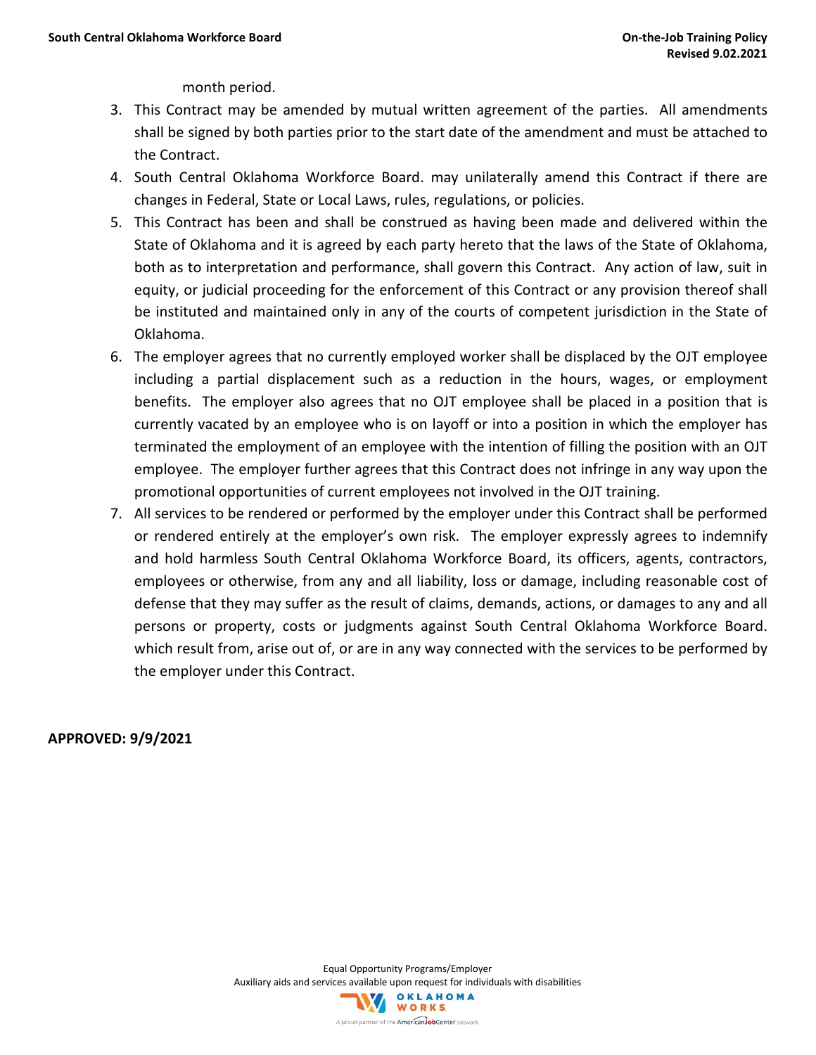month period.

3. This Contract may be amended by mutual written agreement of the parties. All amendments shall be signed by both parties prior to the start date of the amendment and must be attached to the Contract.
4. South Central Oklahoma Workforce Board. may unilaterally amend this Contract if there are changes in Federal, State or Local Laws, rules, regulations, or policies.
5. This Contract has been and shall be construed as having been made and delivered within the State of Oklahoma and it is agreed by each party hereto that the laws of the State of Oklahoma, both as to interpretation and performance, shall govern this Contract. Any action of law, suit in equity, or judicial proceeding for the enforcement of this Contract or any provision thereof shall be instituted and maintained only in any of the courts of competent jurisdiction in the State of Oklahoma.
6. The employer agrees that no currently employed worker shall be displaced by the OJT employee including a partial displacement such as a reduction in the hours, wages, or employment benefits. The employer also agrees that no OJT employee shall be placed in a position that is currently vacated by an employee who is on layoff or into a position in which the employer has terminated the employment of an employee with the intention of filling the position with an OJT employee. The employer further agrees that this Contract does not infringe in any way upon the promotional opportunities of current employees not involved in the OJT training.
7. All services to be rendered or performed by the employer under this Contract shall be performed or rendered entirely at the employer's own risk. The employer expressly agrees to indemnify and hold harmless South Central Oklahoma Workforce Board, its officers, agents, contractors, employees or otherwise, from any and all liability, loss or damage, including reasonable cost of defense that they may suffer as the result of claims, demands, actions, or damages to any and all persons or property, costs or judgments against South Central Oklahoma Workforce Board. which result from, arise out of, or are in any way connected with the services to be performed by the employer under this Contract.

**APPROVED: 9/9/2021**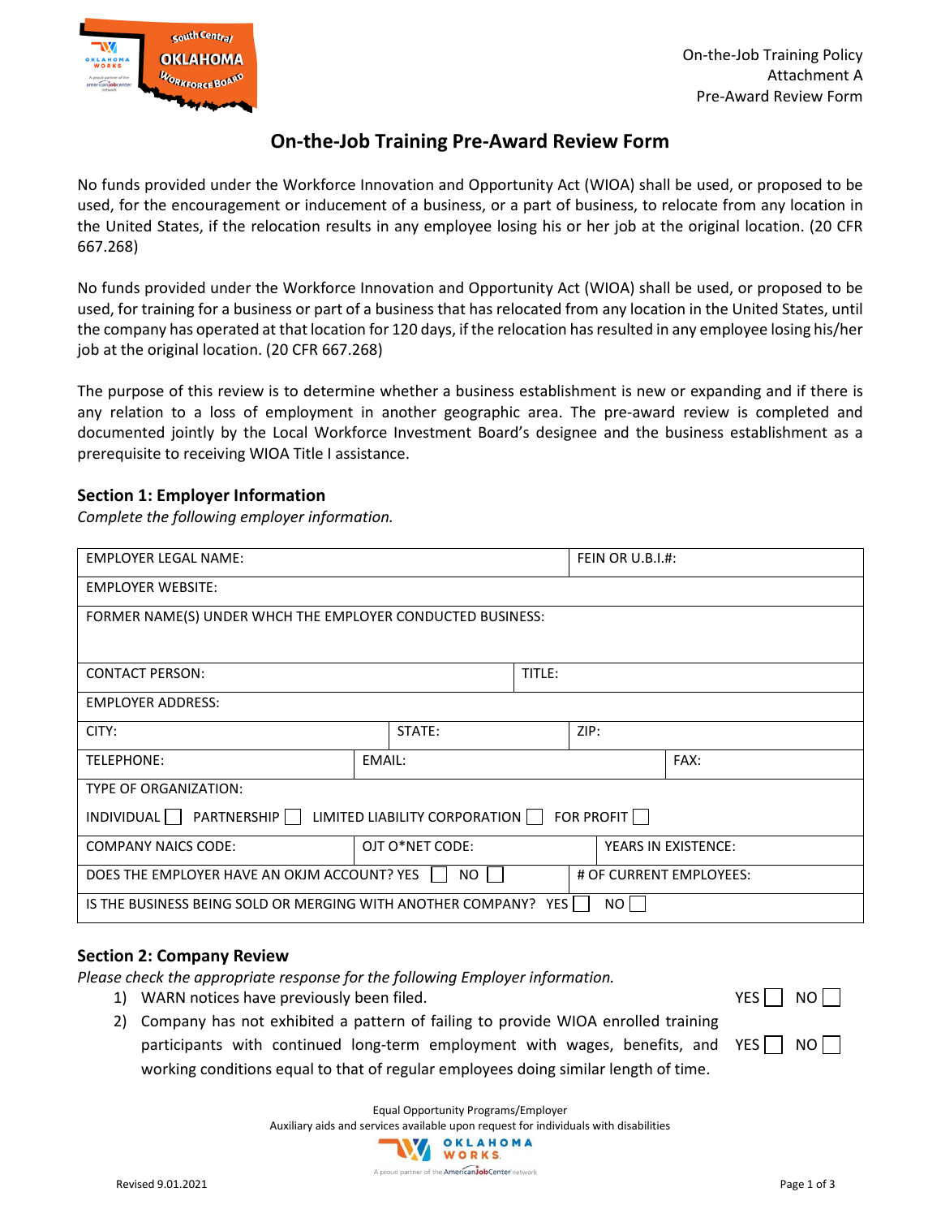On-the-Job Training Policy
Attachment A
Pre-Award Review Form

# On-the-Job Training Pre-Award Review Form

No funds provided under the Workforce Innovation and Opportunity Act (WIOA) shall be used, or proposed to be used, for the encouragement or inducement of a business, or a part of business, to relocate from any location in the United States, if the relocation results in any employee losing his or her job at the original location. (20 CFR 667.268)

No funds provided under the Workforce Innovation and Opportunity Act (WIOA) shall be used, or proposed to be used, for training for a business or part of a business that has relocated from any location in the United States, until the company has operated at that location for 120 days, if the relocation has resulted in any employee losing his/her job at the original location. (20 CFR 667.268)

The purpose of this review is to determine whether a business establishment is new or expanding and if there is any relation to a loss of employment in another geographic area. The pre-award review is completed and documented jointly by the Local Workforce Investment Board's designee and the business establishment as a prerequisite to receiving WIOA Title I assistance.

### Section 1: Employer Information

*Complete the following employer information.*

| | | |
|---|---|---|
| EMPLOYER LEGAL NAME: | | FEIN OR U.B.I.#: |
| EMPLOYER WEBSITE: | | |
| FORMER NAME(S) UNDER WHCH THE EMPLOYER CONDUCTED BUSINESS: | | |
| CONTACT PERSON: | TITLE: | |
| EMPLOYER ADDRESS: | | |
| CITY: | STATE: | ZIP: |
| TELEPHONE: | EMAIL: | FAX: |
| TYPE OF ORGANIZATION: INDIVIDUAL ☐ PARTNERSHIP ☐ LIMITED LIABILITY CORPORATION ☐ FOR PROFIT ☐ | | |
| COMPANY NAICS CODE: | OJT O*NET CODE: | YEARS IN EXISTENCE: |
| DOES THE EMPLOYER HAVE AN OKJM ACCOUNT? YES ☐ NO ☐ | | # OF CURRENT EMPLOYEES: |
| IS THE BUSINESS BEING SOLD OR MERGING WITH ANOTHER COMPANY? YES ☐ NO ☐ | | |

### Section 2: Company Review

*Please check the appropriate response for the following Employer information.*

1) WARN notices have previously been filed. YES ☐ NO ☐
2) Company has not exhibited a pattern of failing to provide WIOA enrolled training participants with continued long-term employment with wages, benefits, and working conditions equal to that of regular employees doing similar length of time. YES ☐ NO ☐

Equal Opportunity Programs/Employer
Auxiliary aids and services available upon request for individuals with disabilities

Revised 9.01.2021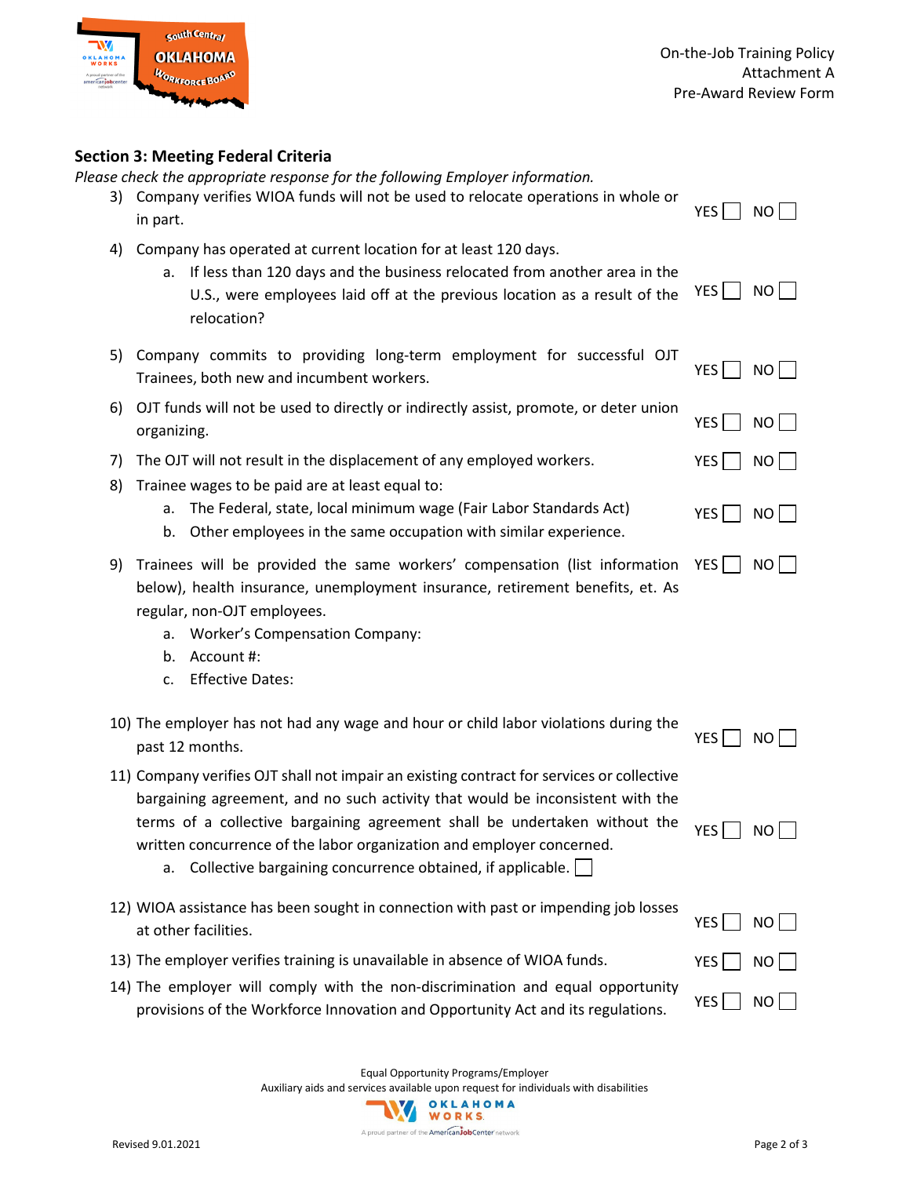## Section 3: Meeting Federal Criteria

*Please check the appropriate response for the following Employer information.*

3) Company verifies WIOA funds will not be used to relocate operations in whole or in part. YES ☐ NO ☐

4) Company has operated at current location for at least 120 days.
   a. If less than 120 days and the business relocated from another area in the U.S., were employees laid off at the previous location as a result of the relocation? YES ☐ NO ☐

5) Company commits to providing long-term employment for successful OJT Trainees, both new and incumbent workers. YES ☐ NO ☐

6) OJT funds will not be used to directly or indirectly assist, promote, or deter union organizing. YES ☐ NO ☐

7) The OJT will not result in the displacement of any employed workers. YES ☐ NO ☐

8) Trainee wages to be paid are at least equal to:
   a. The Federal, state, local minimum wage (Fair Labor Standards Act)
   b. Other employees in the same occupation with similar experience.

   YES ☐ NO ☐

9) Trainees will be provided the same workers' compensation (list information below), health insurance, unemployment insurance, retirement benefits, et. As regular, non-OJT employees. YES ☐ NO ☐
   a. Worker's Compensation Company:
   b. Account #:
   c. Effective Dates:

10) The employer has not had any wage and hour or child labor violations during the past 12 months. YES ☐ NO ☐

11) Company verifies OJT shall not impair an existing contract for services or collective bargaining agreement, and no such activity that would be inconsistent with the terms of a collective bargaining agreement shall be undertaken without the written concurrence of the labor organization and employer concerned. YES ☐ NO ☐
    a. Collective bargaining concurrence obtained, if applicable. ☐

12) WIOA assistance has been sought in connection with past or impending job losses at other facilities. YES ☐ NO ☐

13) The employer verifies training is unavailable in absence of WIOA funds. YES ☐ NO ☐

14) The employer will comply with the non-discrimination and equal opportunity provisions of the Workforce Innovation and Opportunity Act and its regulations. YES ☐ NO ☐

Equal Opportunity Programs/Employer
Auxiliary aids and services available upon request for individuals with disabilities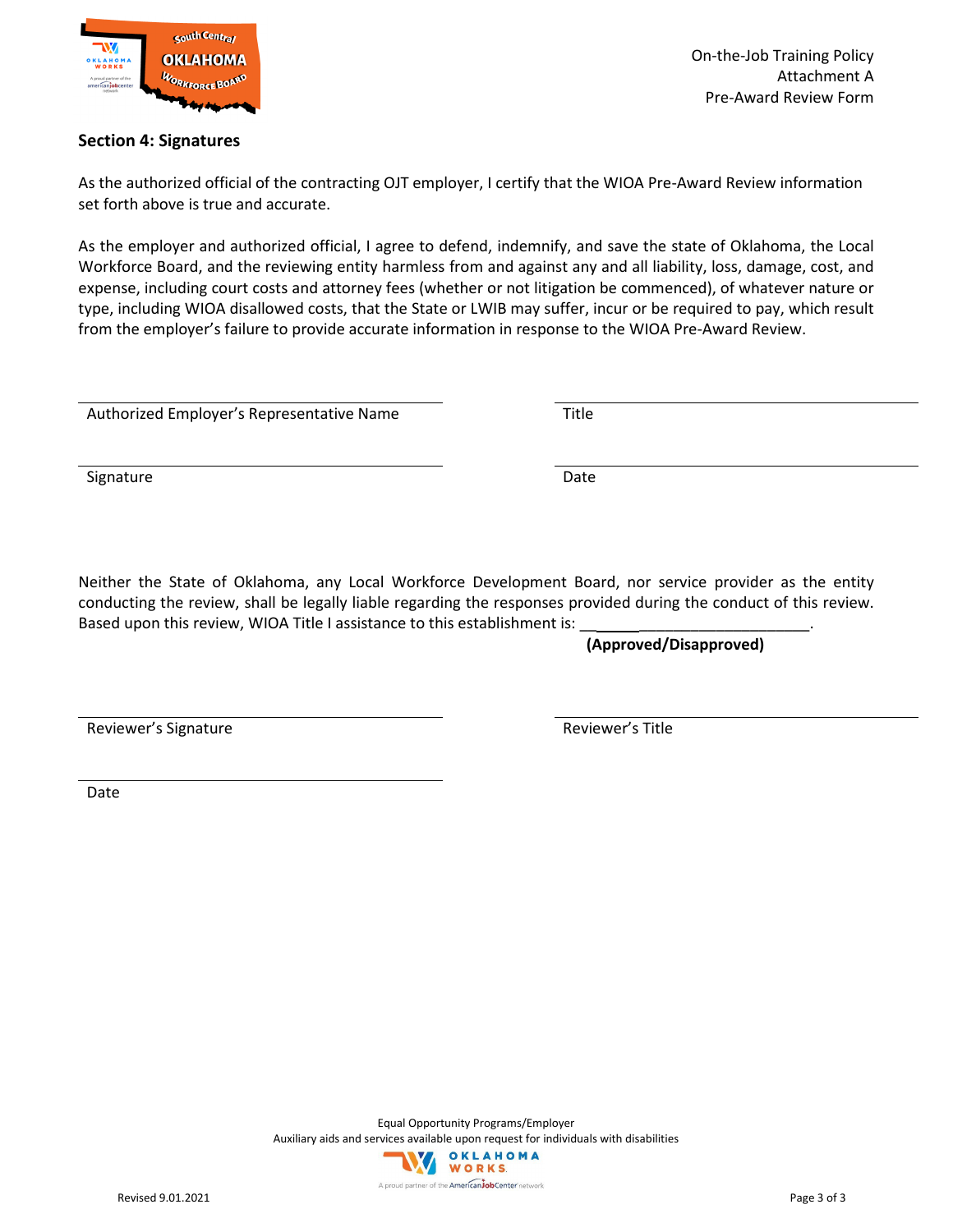## Section 4: Signatures

As the authorized official of the contracting OJT employer, I certify that the WIOA Pre-Award Review information set forth above is true and accurate.

As the employer and authorized official, I agree to defend, indemnify, and save the state of Oklahoma, the Local Workforce Board, and the reviewing entity harmless from and against any and all liability, loss, damage, cost, and expense, including court costs and attorney fees (whether or not litigation be commenced), of whatever nature or type, including WIOA disallowed costs, that the State or LWIB may suffer, incur or be required to pay, which result from the employer's failure to provide accurate information in response to the WIOA Pre-Award Review.

Authorized Employer's Representative Name ______________________ Title ______________________

Signature ______________________ Date ______________________

Neither the State of Oklahoma, any Local Workforce Development Board, nor service provider as the entity conducting the review, shall be legally liable regarding the responses provided during the conduct of this review. Based upon this review, WIOA Title I assistance to this establishment is: ___________________________.

**(Approved/Disapproved)**

Reviewer's Signature ______________________ Reviewer's Title ______________________

Date ______________________

Equal Opportunity Programs/Employer
Auxiliary aids and services available upon request for individuals with disabilities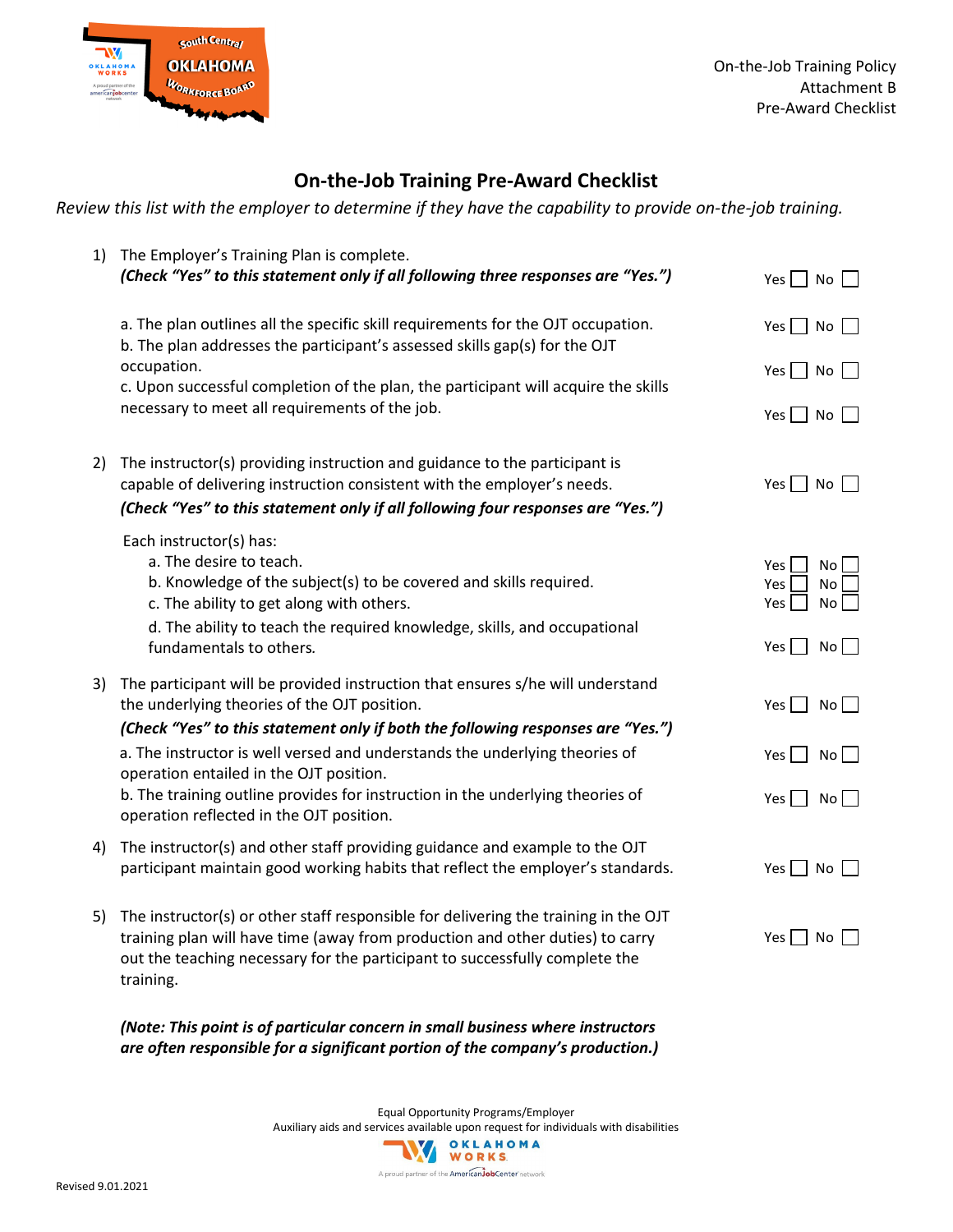On-the-Job Training Policy
Attachment B
Pre-Award Checklist

# On-the-Job Training Pre-Award Checklist

*Review this list with the employer to determine if they have the capability to provide on-the-job training.*

1) The Employer's Training Plan is complete.
***(Check "Yes" to this statement only if all following three responses are "Yes.")*** Yes ☐ No ☐

   a. The plan outlines all the specific skill requirements for the OJT occupation. Yes ☐ No ☐
   b. The plan addresses the participant's assessed skills gap(s) for the OJT occupation. Yes ☐ No ☐
   c. Upon successful completion of the plan, the participant will acquire the skills necessary to meet all requirements of the job. Yes ☐ No ☐

2) The instructor(s) providing instruction and guidance to the participant is capable of delivering instruction consistent with the employer's needs. Yes ☐ No ☐
***(Check "Yes" to this statement only if all following four responses are "Yes.")***

   Each instructor(s) has:
   a. The desire to teach. Yes ☐ No ☐
   b. Knowledge of the subject(s) to be covered and skills required. Yes ☐ No ☐
   c. The ability to get along with others. Yes ☐ No ☐
   d. The ability to teach the required knowledge, skills, and occupational fundamentals to others. Yes ☐ No ☐

3) The participant will be provided instruction that ensures s/he will understand the underlying theories of the OJT position. Yes ☐ No ☐
***(Check "Yes" to this statement only if both the following responses are "Yes.")***

   a. The instructor is well versed and understands the underlying theories of operation entailed in the OJT position. Yes ☐ No ☐
   b. The training outline provides for instruction in the underlying theories of operation reflected in the OJT position. Yes ☐ No ☐

4) The instructor(s) and other staff providing guidance and example to the OJT participant maintain good working habits that reflect the employer's standards. Yes ☐ No ☐

5) The instructor(s) or other staff responsible for delivering the training in the OJT training plan will have time (away from production and other duties) to carry out the teaching necessary for the participant to successfully complete the training. Yes ☐ No ☐

   ***(Note: This point is of particular concern in small business where instructors are often responsible for a significant portion of the company's production.)***

Equal Opportunity Programs/Employer
Auxiliary aids and services available upon request for individuals with disabilities

Revised 9.01.2021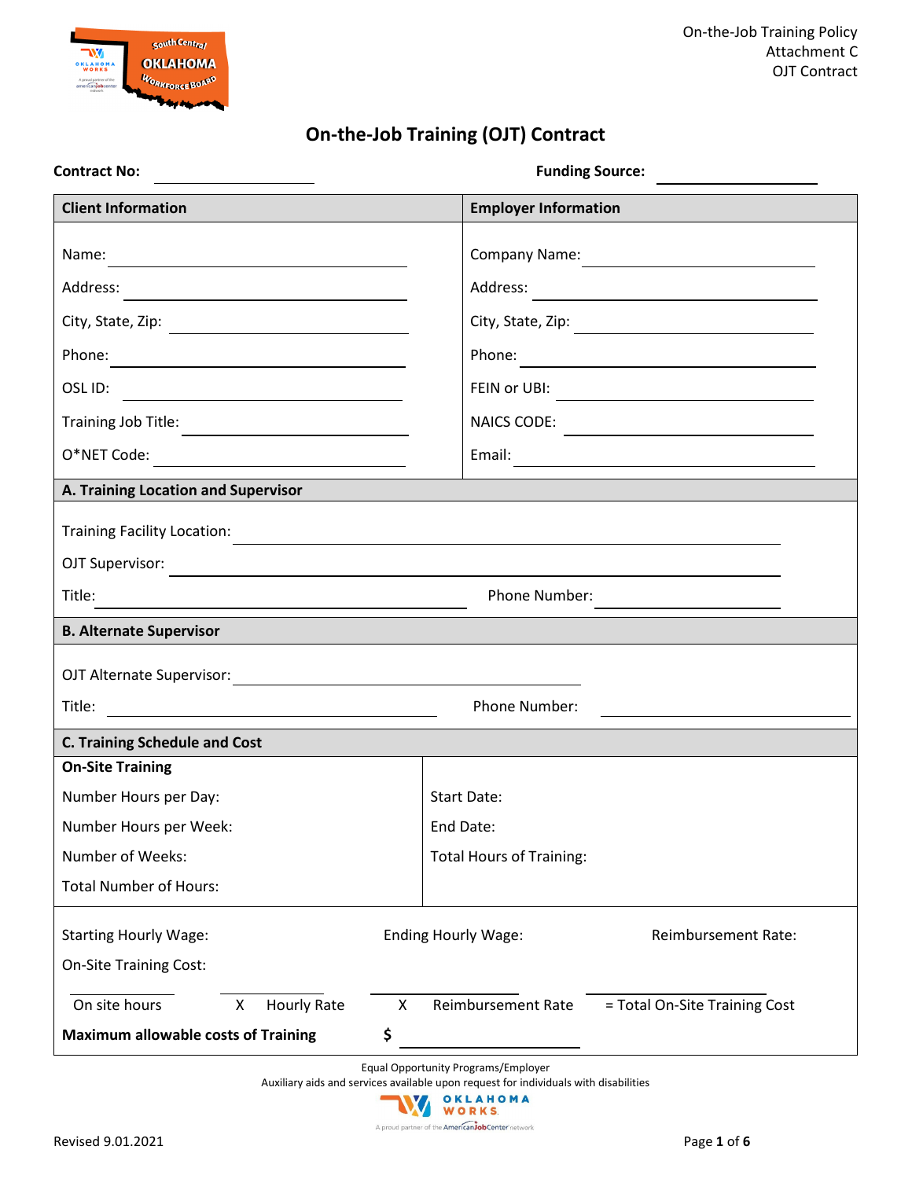On-the-Job Training Policy
Attachment C
OJT Contract

# On-the-Job Training (OJT) Contract

**Contract No:** ____________________ **Funding Source:** ____________________

| **Client Information** | **Employer Information** |
|---|---|
| Name: ____________________ | Company Name: ____________________ |
| Address: ____________________ | Address: ____________________ |
| City, State, Zip: ____________________ | City, State, Zip: ____________________ |
| Phone: ____________________ | Phone: ____________________ |
| OSL ID: ____________________ | FEIN or UBI: ____________________ |
| Training Job Title: ____________________ | NAICS CODE: ____________________ |
| O*NET Code: ____________________ | Email: ____________________ |

**A. Training Location and Supervisor**

Training Facility Location: ____________________

OJT Supervisor: ____________________

Title: ____________________ Phone Number: ____________________

**B. Alternate Supervisor**

OJT Alternate Supervisor: ____________________

Title: ____________________ Phone Number: ____________________

**C. Training Schedule and Cost**

| **On-Site Training** | |
|---|---|
| Number Hours per Day: | Start Date: |
| Number Hours per Week: | End Date: |
| Number of Weeks: | Total Hours of Training: |
| Total Number of Hours: | |

Starting Hourly Wage: Ending Hourly Wage: Reimbursement Rate:

On-Site Training Cost:

_________ On site hours X _________ Hourly Rate X _________ Reimbursement Rate _________ = Total On-Site Training Cost

**Maximum allowable costs of Training** $ ____________________

Equal Opportunity Programs/Employer
Auxiliary aids and services available upon request for individuals with disabilities

Revised 9.01.2021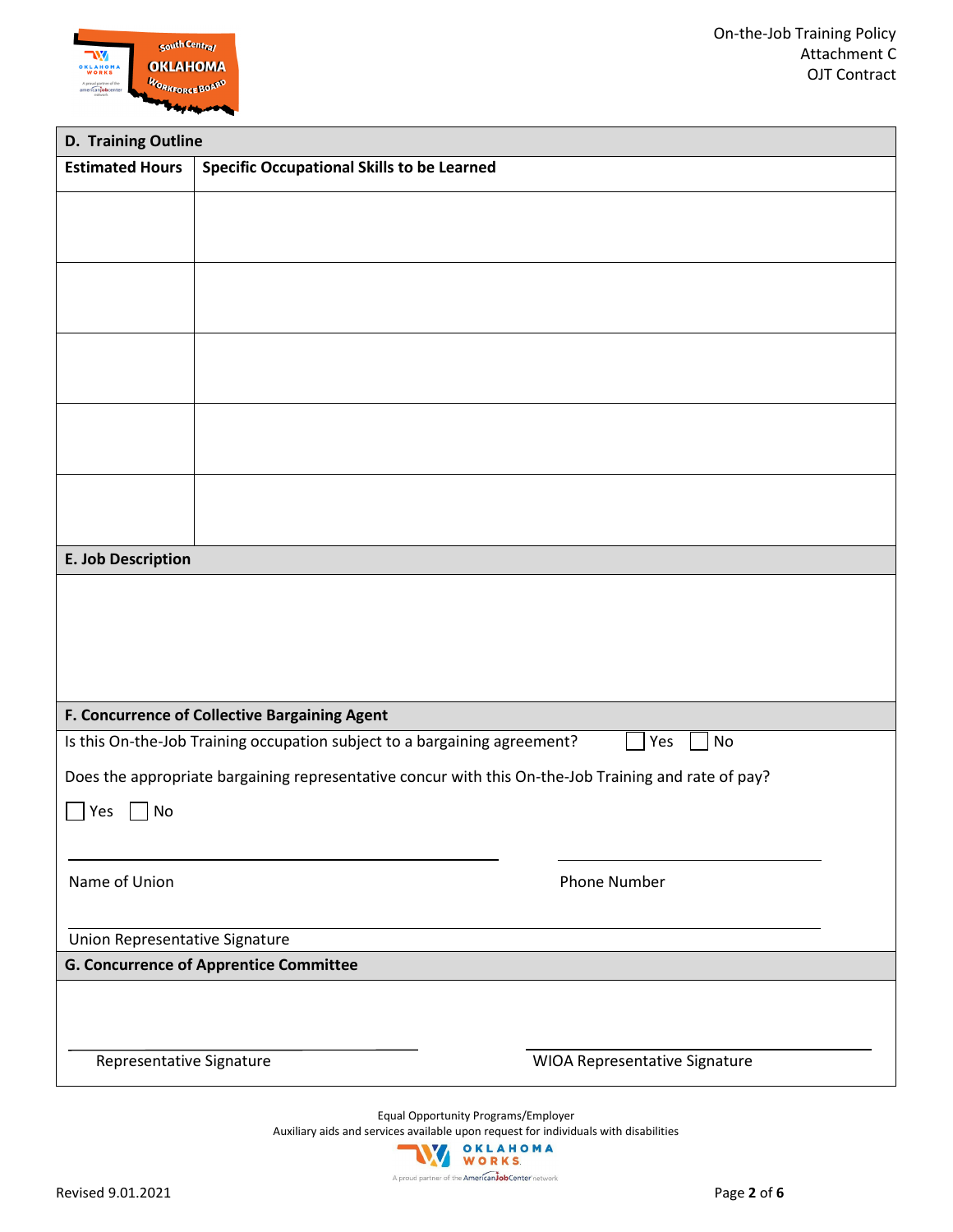## D. Training Outline

| Estimated Hours | Specific Occupational Skills to be Learned |
|---|---|
| | |
| | |
| | |
| | |
| | |

## E. Job Description

## F. Concurrence of Collective Bargaining Agent

Is this On-the-Job Training occupation subject to a bargaining agreement? ☐ Yes ☐ No

Does the appropriate bargaining representative concur with this On-the-Job Training and rate of pay?

☐ Yes ☐ No

______________________________ ______________________________

Name of Union Phone Number

______________________________

Union Representative Signature

## G. Concurrence of Apprentice Committee

______________________________ ______________________________

Representative Signature WIOA Representative Signature

Equal Opportunity Programs/Employer
Auxiliary aids and services available upon request for individuals with disabilities

Revised 9.01.2021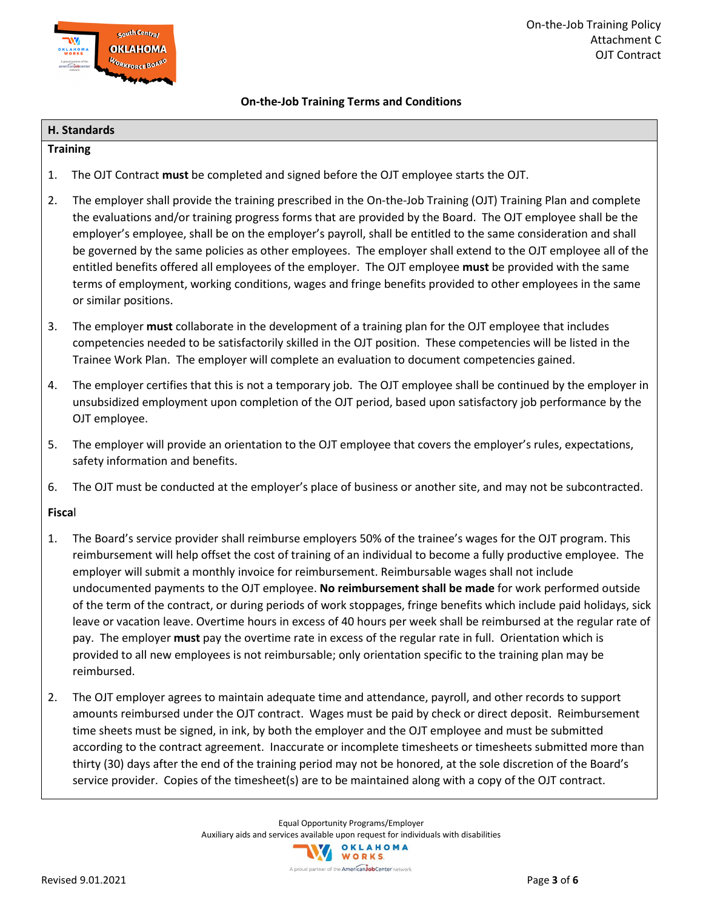## On-the-Job Training Terms and Conditions

### H. Standards

**Training**

1. The OJT Contract **must** be completed and signed before the OJT employee starts the OJT.
2. The employer shall provide the training prescribed in the On-the-Job Training (OJT) Training Plan and complete the evaluations and/or training progress forms that are provided by the Board. The OJT employee shall be the employer's employee, shall be on the employer's payroll, shall be entitled to the same consideration and shall be governed by the same policies as other employees. The employer shall extend to the OJT employee all of the entitled benefits offered all employees of the employer. The OJT employee **must** be provided with the same terms of employment, working conditions, wages and fringe benefits provided to other employees in the same or similar positions.
3. The employer **must** collaborate in the development of a training plan for the OJT employee that includes competencies needed to be satisfactorily skilled in the OJT position. These competencies will be listed in the Trainee Work Plan. The employer will complete an evaluation to document competencies gained.
4. The employer certifies that this is not a temporary job. The OJT employee shall be continued by the employer in unsubsidized employment upon completion of the OJT period, based upon satisfactory job performance by the OJT employee.
5. The employer will provide an orientation to the OJT employee that covers the employer's rules, expectations, safety information and benefits.
6. The OJT must be conducted at the employer's place of business or another site, and may not be subcontracted.

**Fiscal**

1. The Board's service provider shall reimburse employers 50% of the trainee's wages for the OJT program. This reimbursement will help offset the cost of training of an individual to become a fully productive employee. The employer will submit a monthly invoice for reimbursement. Reimbursable wages shall not include undocumented payments to the OJT employee. **No reimbursement shall be made** for work performed outside of the term of the contract, or during periods of work stoppages, fringe benefits which include paid holidays, sick leave or vacation leave. Overtime hours in excess of 40 hours per week shall be reimbursed at the regular rate of pay. The employer **must** pay the overtime rate in excess of the regular rate in full. Orientation which is provided to all new employees is not reimbursable; only orientation specific to the training plan may be reimbursed.
2. The OJT employer agrees to maintain adequate time and attendance, payroll, and other records to support amounts reimbursed under the OJT contract. Wages must be paid by check or direct deposit. Reimbursement time sheets must be signed, in ink, by both the employer and the OJT employee and must be submitted according to the contract agreement. Inaccurate or incomplete timesheets or timesheets submitted more than thirty (30) days after the end of the training period may not be honored, at the sole discretion of the Board's service provider. Copies of the timesheet(s) are to be maintained along with a copy of the OJT contract.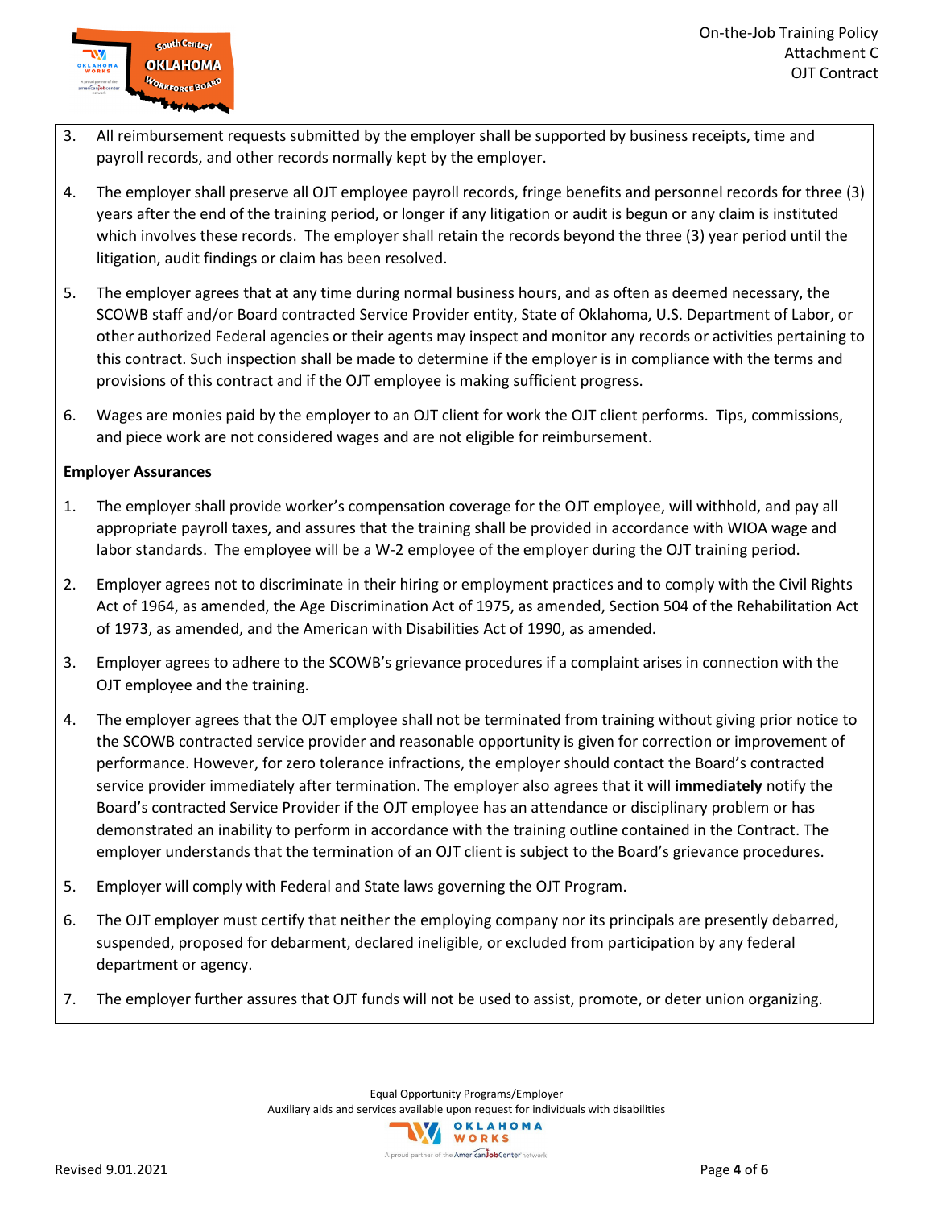3. All reimbursement requests submitted by the employer shall be supported by business receipts, time and payroll records, and other records normally kept by the employer.

4. The employer shall preserve all OJT employee payroll records, fringe benefits and personnel records for three (3) years after the end of the training period, or longer if any litigation or audit is begun or any claim is instituted which involves these records. The employer shall retain the records beyond the three (3) year period until the litigation, audit findings or claim has been resolved.

5. The employer agrees that at any time during normal business hours, and as often as deemed necessary, the SCOWB staff and/or Board contracted Service Provider entity, State of Oklahoma, U.S. Department of Labor, or other authorized Federal agencies or their agents may inspect and monitor any records or activities pertaining to this contract. Such inspection shall be made to determine if the employer is in compliance with the terms and provisions of this contract and if the OJT employee is making sufficient progress.

6. Wages are monies paid by the employer to an OJT client for work the OJT client performs. Tips, commissions, and piece work are not considered wages and are not eligible for reimbursement.

**Employer Assurances**

1. The employer shall provide worker's compensation coverage for the OJT employee, will withhold, and pay all appropriate payroll taxes, and assures that the training shall be provided in accordance with WIOA wage and labor standards. The employee will be a W-2 employee of the employer during the OJT training period.

2. Employer agrees not to discriminate in their hiring or employment practices and to comply with the Civil Rights Act of 1964, as amended, the Age Discrimination Act of 1975, as amended, Section 504 of the Rehabilitation Act of 1973, as amended, and the American with Disabilities Act of 1990, as amended.

3. Employer agrees to adhere to the SCOWB's grievance procedures if a complaint arises in connection with the OJT employee and the training.

4. The employer agrees that the OJT employee shall not be terminated from training without giving prior notice to the SCOWB contracted service provider and reasonable opportunity is given for correction or improvement of performance. However, for zero tolerance infractions, the employer should contact the Board's contracted service provider immediately after termination. The employer also agrees that it will **immediately** notify the Board's contracted Service Provider if the OJT employee has an attendance or disciplinary problem or has demonstrated an inability to perform in accordance with the training outline contained in the Contract. The employer understands that the termination of an OJT client is subject to the Board's grievance procedures.

5. Employer will comply with Federal and State laws governing the OJT Program.

6. The OJT employer must certify that neither the employing company nor its principals are presently debarred, suspended, proposed for debarment, declared ineligible, or excluded from participation by any federal department or agency.

7. The employer further assures that OJT funds will not be used to assist, promote, or deter union organizing.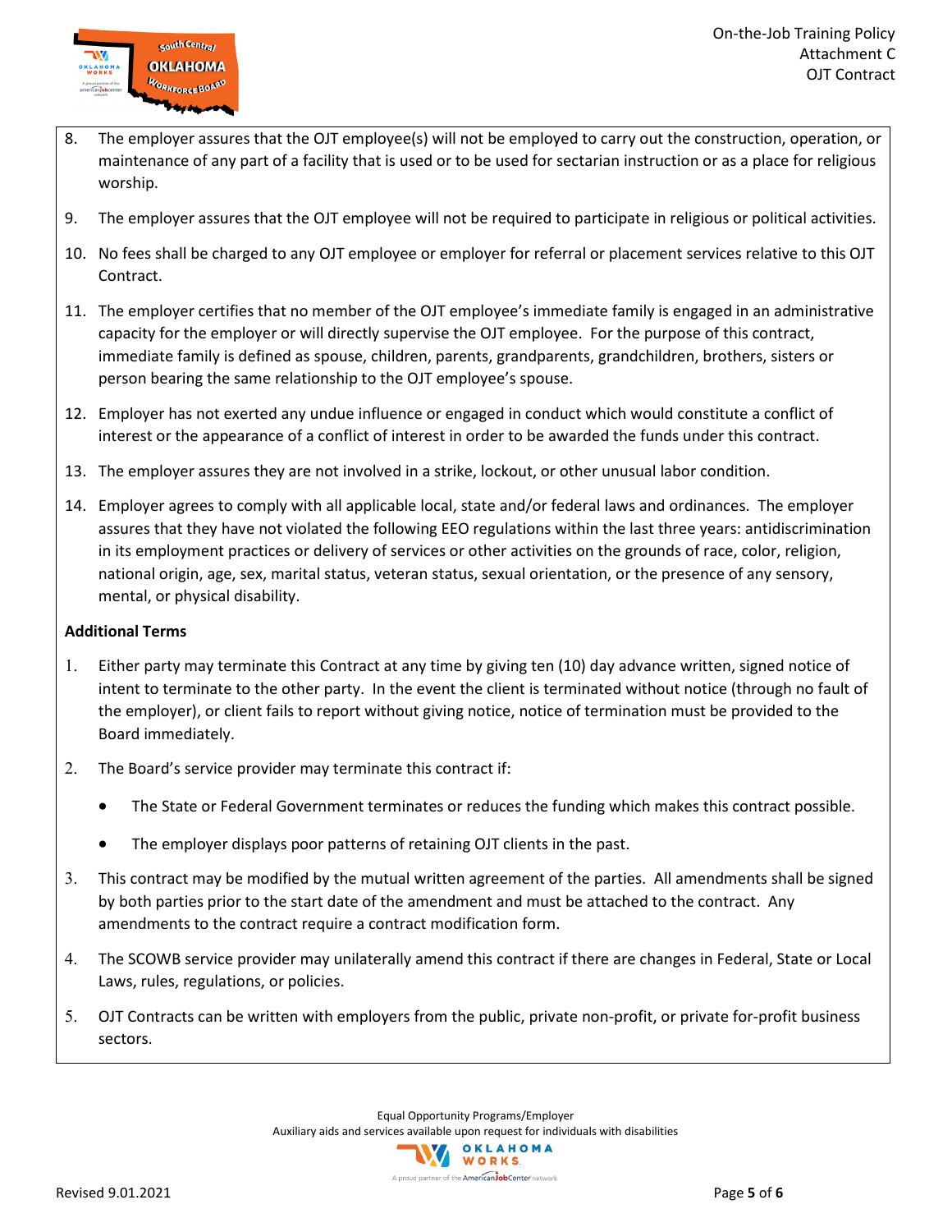8. The employer assures that the OJT employee(s) will not be employed to carry out the construction, operation, or maintenance of any part of a facility that is used or to be used for sectarian instruction or as a place for religious worship.

9. The employer assures that the OJT employee will not be required to participate in religious or political activities.

10. No fees shall be charged to any OJT employee or employer for referral or placement services relative to this OJT Contract.

11. The employer certifies that no member of the OJT employee's immediate family is engaged in an administrative capacity for the employer or will directly supervise the OJT employee. For the purpose of this contract, immediate family is defined as spouse, children, parents, grandparents, grandchildren, brothers, sisters or person bearing the same relationship to the OJT employee's spouse.

12. Employer has not exerted any undue influence or engaged in conduct which would constitute a conflict of interest or the appearance of a conflict of interest in order to be awarded the funds under this contract.

13. The employer assures they are not involved in a strike, lockout, or other unusual labor condition.

14. Employer agrees to comply with all applicable local, state and/or federal laws and ordinances. The employer assures that they have not violated the following EEO regulations within the last three years: antidiscrimination in its employment practices or delivery of services or other activities on the grounds of race, color, religion, national origin, age, sex, marital status, veteran status, sexual orientation, or the presence of any sensory, mental, or physical disability.

**Additional Terms**

1. Either party may terminate this Contract at any time by giving ten (10) day advance written, signed notice of intent to terminate to the other party. In the event the client is terminated without notice (through no fault of the employer), or client fails to report without giving notice, notice of termination must be provided to the Board immediately.

2. The Board's service provider may terminate this contract if:

   - The State or Federal Government terminates or reduces the funding which makes this contract possible.
   - The employer displays poor patterns of retaining OJT clients in the past.

3. This contract may be modified by the mutual written agreement of the parties. All amendments shall be signed by both parties prior to the start date of the amendment and must be attached to the contract. Any amendments to the contract require a contract modification form.

4. The SCOWB service provider may unilaterally amend this contract if there are changes in Federal, State or Local Laws, rules, regulations, or policies.

5. OJT Contracts can be written with employers from the public, private non-profit, or private for-profit business sectors.

Equal Opportunity Programs/Employer
Auxiliary aids and services available upon request for individuals with disabilities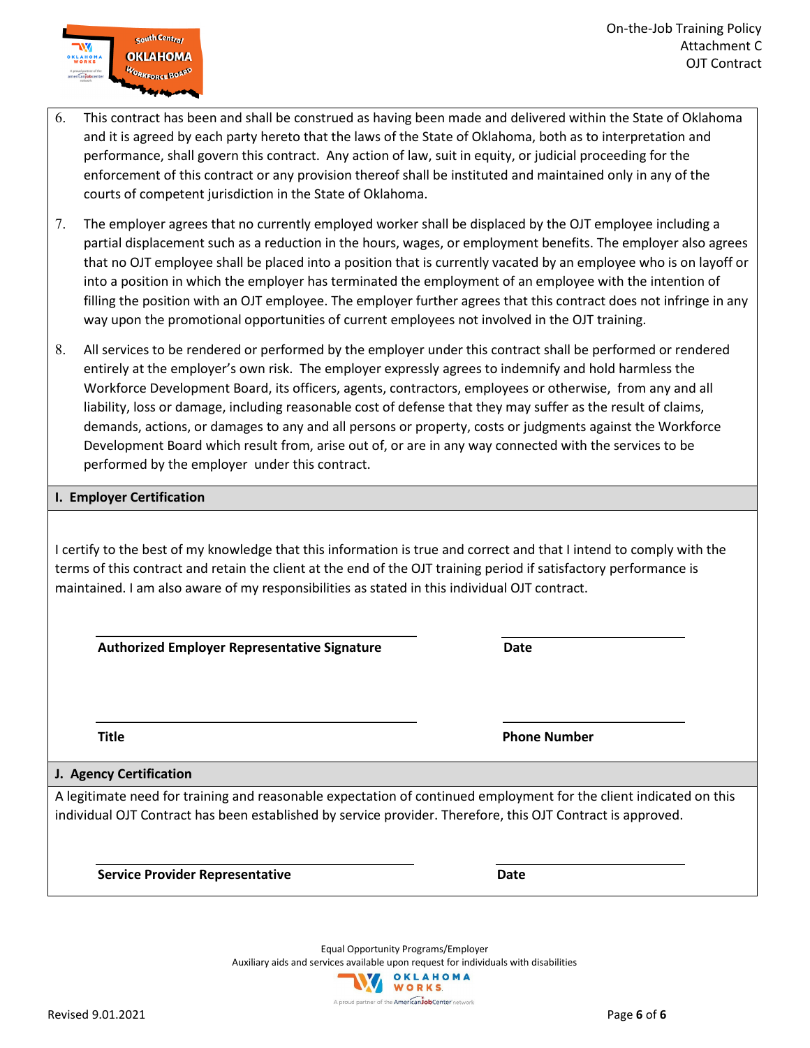6. This contract has been and shall be construed as having been made and delivered within the State of Oklahoma and it is agreed by each party hereto that the laws of the State of Oklahoma, both as to interpretation and performance, shall govern this contract. Any action of law, suit in equity, or judicial proceeding for the enforcement of this contract or any provision thereof shall be instituted and maintained only in any of the courts of competent jurisdiction in the State of Oklahoma.

7. The employer agrees that no currently employed worker shall be displaced by the OJT employee including a partial displacement such as a reduction in the hours, wages, or employment benefits. The employer also agrees that no OJT employee shall be placed into a position that is currently vacated by an employee who is on layoff or into a position in which the employer has terminated the employment of an employee with the intention of filling the position with an OJT employee. The employer further agrees that this contract does not infringe in any way upon the promotional opportunities of current employees not involved in the OJT training.

8. All services to be rendered or performed by the employer under this contract shall be performed or rendered entirely at the employer's own risk. The employer expressly agrees to indemnify and hold harmless the Workforce Development Board, its officers, agents, contractors, employees or otherwise, from any and all liability, loss or damage, including reasonable cost of defense that they may suffer as the result of claims, demands, actions, or damages to any and all persons or property, costs or judgments against the Workforce Development Board which result from, arise out of, or are in any way connected with the services to be performed by the employer under this contract.

## I. Employer Certification

I certify to the best of my knowledge that this information is true and correct and that I intend to comply with the terms of this contract and retain the client at the end of the OJT training period if satisfactory performance is maintained. I am also aware of my responsibilities as stated in this individual OJT contract.

| | |
|---|---|
| **Authorized Employer Representative Signature** | **Date** |
| **Title** | **Phone Number** |

## J. Agency Certification

A legitimate need for training and reasonable expectation of continued employment for the client indicated on this individual OJT Contract has been established by service provider. Therefore, this OJT Contract is approved.

| | |
|---|---|
| **Service Provider Representative** | **Date** |

Equal Opportunity Programs/Employer
Auxiliary aids and services available upon request for individuals with disabilities

Revised 9.01.2021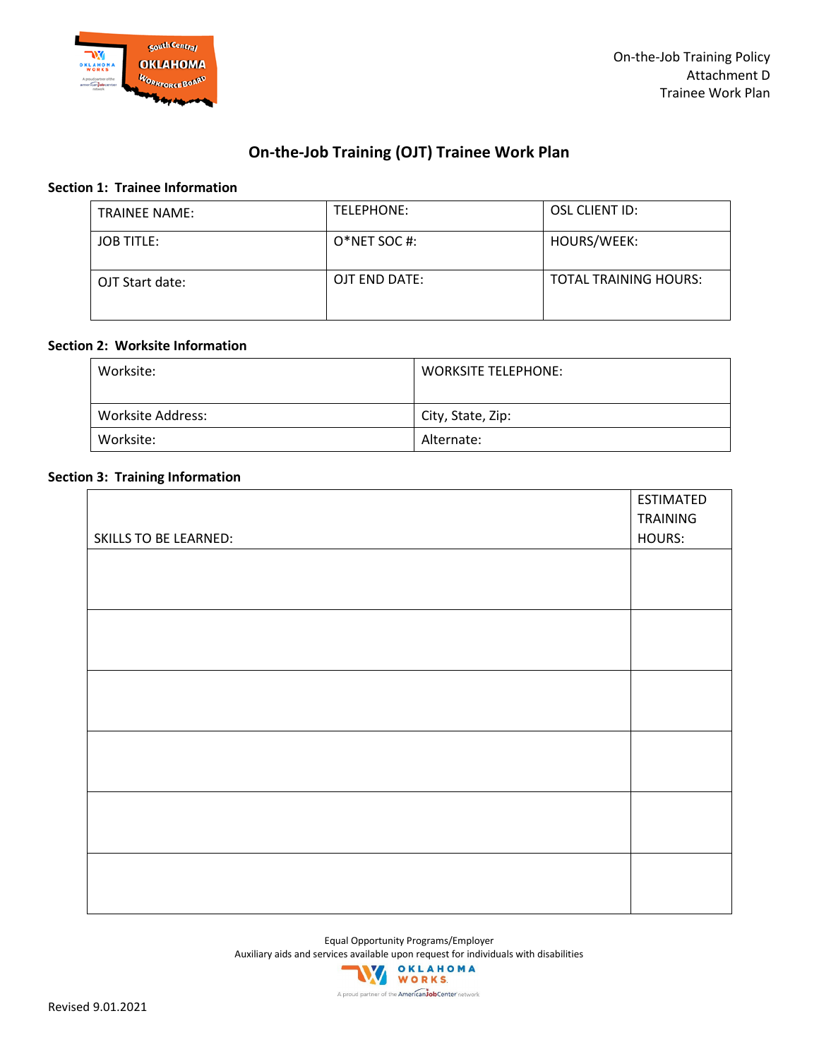On-the-Job Training Policy
Attachment D
Trainee Work Plan

# On-the-Job Training (OJT) Trainee Work Plan

**Section 1: Trainee Information**

| TRAINEE NAME: | TELEPHONE: | OSL CLIENT ID: |
|---|---|---|
| JOB TITLE: | O*NET SOC #: | HOURS/WEEK: |
| OJT Start date: | OJT END DATE: | TOTAL TRAINING HOURS: |

**Section 2: Worksite Information**

| Worksite: | WORKSITE TELEPHONE: |
|---|---|
| Worksite Address: | City, State, Zip: |
| Worksite: | Alternate: |

**Section 3: Training Information**

| SKILLS TO BE LEARNED: | ESTIMATED TRAINING HOURS: |
|---|---|
| | |
| | |
| | |
| | |
| | |
| | |

Equal Opportunity Programs/Employer
Auxiliary aids and services available upon request for individuals with disabilities

Revised 9.01.2021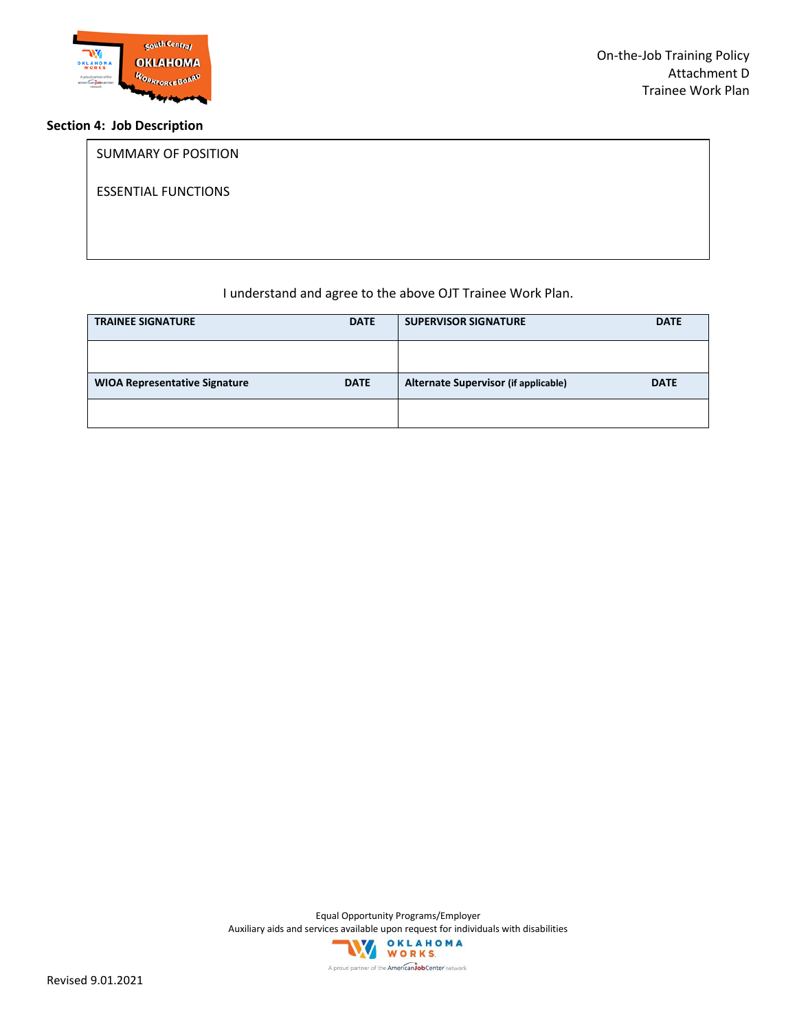## Section 4: Job Description

| SUMMARY OF POSITION<br><br>ESSENTIAL FUNCTIONS |
|---|

I understand and agree to the above OJT Trainee Work Plan.

| TRAINEE SIGNATURE | DATE | SUPERVISOR SIGNATURE | DATE |
|---|---|---|---|
| | | | |
| **WIOA Representative Signature** | **DATE** | **Alternate Supervisor (if applicable)** | **DATE** |
| | | | |

Equal Opportunity Programs/Employer
Auxiliary aids and services available upon request for individuals with disabilities

Revised 9.01.2021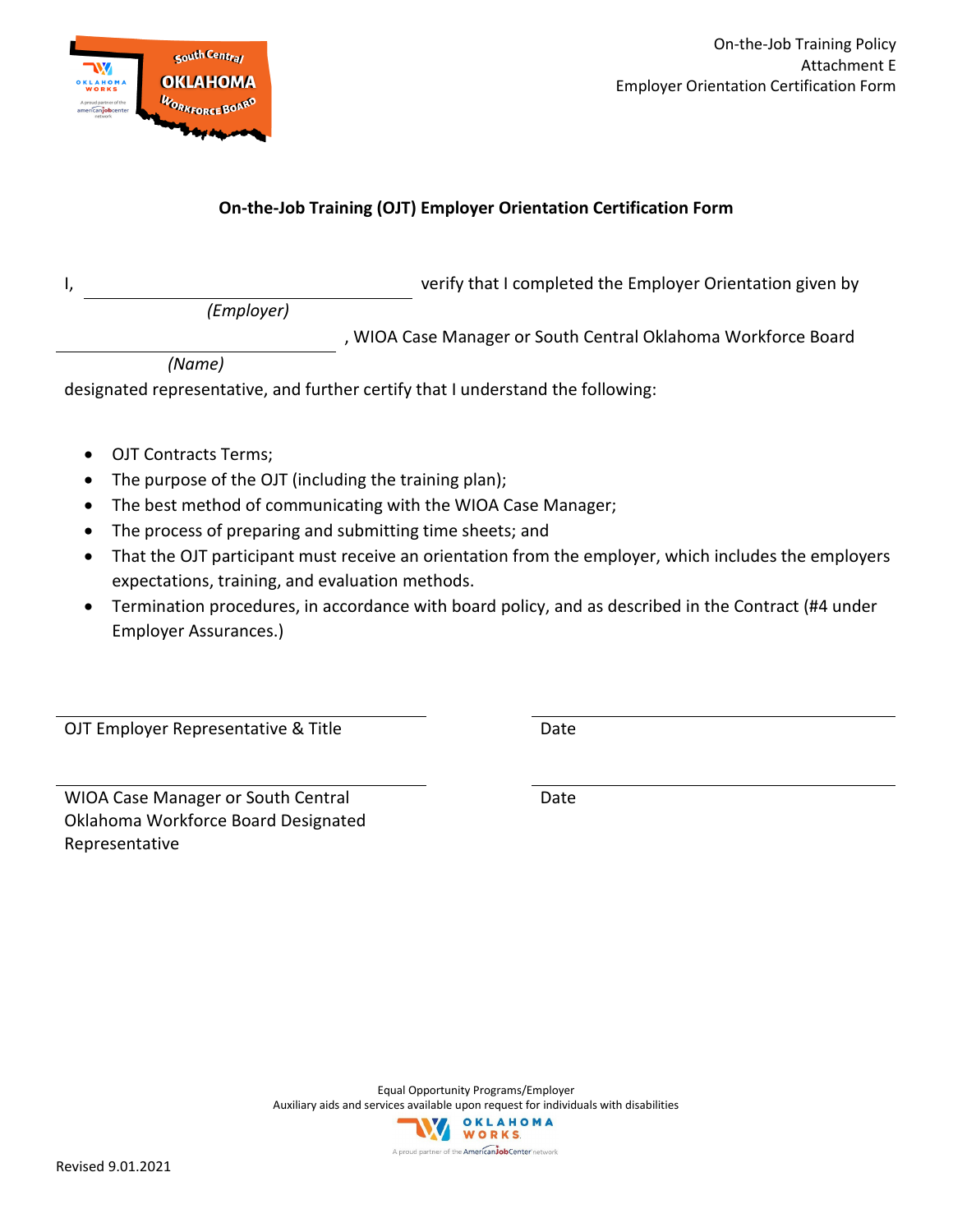On-the-Job Training Policy
Attachment E
Employer Orientation Certification Form

## On-the-Job Training (OJT) Employer Orientation Certification Form

I, ______________________________ verify that I completed the Employer Orientation given by
*(Employer)*

______________________________, WIOA Case Manager or South Central Oklahoma Workforce Board
*(Name)*

designated representative, and further certify that I understand the following:

- OJT Contracts Terms;
- The purpose of the OJT (including the training plan);
- The best method of communicating with the WIOA Case Manager;
- The process of preparing and submitting time sheets; and
- That the OJT participant must receive an orientation from the employer, which includes the employers expectations, training, and evaluation methods.
- Termination procedures, in accordance with board policy, and as described in the Contract (#4 under Employer Assurances.)

______________________________ ______________________________
OJT Employer Representative & Title Date

______________________________ ______________________________
WIOA Case Manager or South Central Oklahoma Workforce Board Designated Representative Date

Equal Opportunity Programs/Employer
Auxiliary aids and services available upon request for individuals with disabilities

Revised 9.01.2021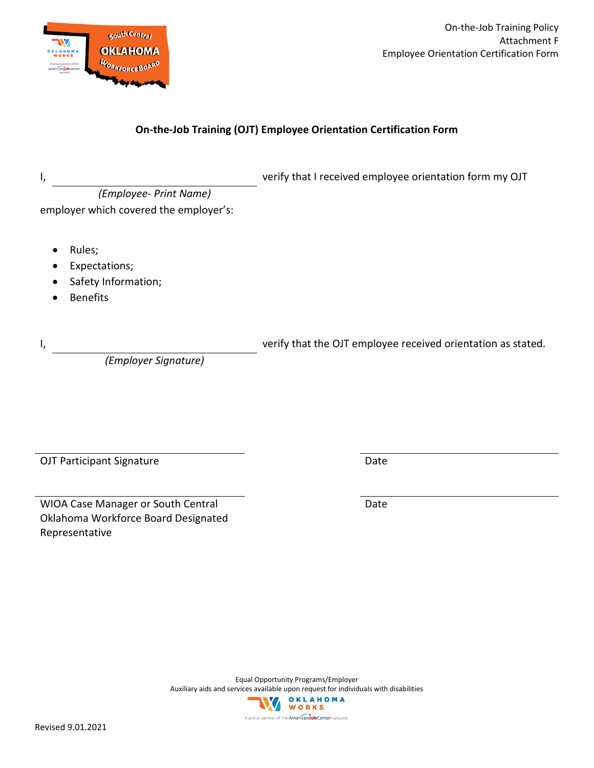On-the-Job Training Policy
Attachment F
Employee Orientation Certification Form

**On-the-Job Training (OJT) Employee Orientation Certification Form**

I, ______________________________ verify that I received employee orientation form my OJT
*(Employee- Print Name)*
employer which covered the employer's:

- Rules;
- Expectations;
- Safety Information;
- Benefits

I, ______________________________ verify that the OJT employee received orientation as stated.
*(Employer Signature)*

______________________________ ______________________________
OJT Participant Signature Date

______________________________ ______________________________
WIOA Case Manager or South Central Oklahoma Workforce Board Designated Representative Date

Equal Opportunity Programs/Employer
Auxiliary aids and services available upon request for individuals with disabilities

Revised 9.01.2021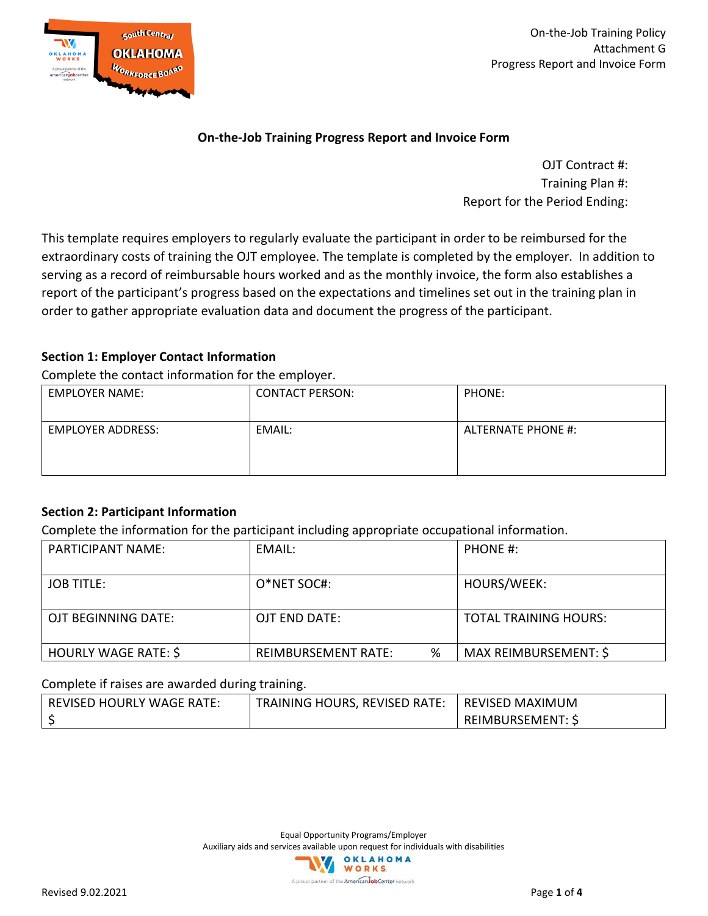On-the-Job Training Policy
Attachment G
Progress Report and Invoice Form

## On-the-Job Training Progress Report and Invoice Form

OJT Contract #:
Training Plan #:
Report for the Period Ending:

This template requires employers to regularly evaluate the participant in order to be reimbursed for the extraordinary costs of training the OJT employee. The template is completed by the employer. In addition to serving as a record of reimbursable hours worked and as the monthly invoice, the form also establishes a report of the participant's progress based on the expectations and timelines set out in the training plan in order to gather appropriate evaluation data and document the progress of the participant.

### Section 1: Employer Contact Information

Complete the contact information for the employer.

| EMPLOYER NAME: | CONTACT PERSON: | PHONE: |
|---|---|---|
| EMPLOYER ADDRESS: | EMAIL: | ALTERNATE PHONE #: |

### Section 2: Participant Information

Complete the information for the participant including appropriate occupational information.

| PARTICIPANT NAME: | EMAIL: | PHONE #: |
|---|---|---|
| JOB TITLE: | O*NET SOC#: | HOURS/WEEK: |
| OJT BEGINNING DATE: | OJT END DATE: | TOTAL TRAINING HOURS: |
| HOURLY WAGE RATE: $ | REIMBURSEMENT RATE: % | MAX REIMBURSEMENT: $ |

Complete if raises are awarded during training.

| REVISED HOURLY WAGE RATE: $ | TRAINING HOURS, REVISED RATE: | REVISED MAXIMUM REIMBURSEMENT: $ |
|---|---|---|

Equal Opportunity Programs/Employer
Auxiliary aids and services available upon request for individuals with disabilities

Revised 9.02.2021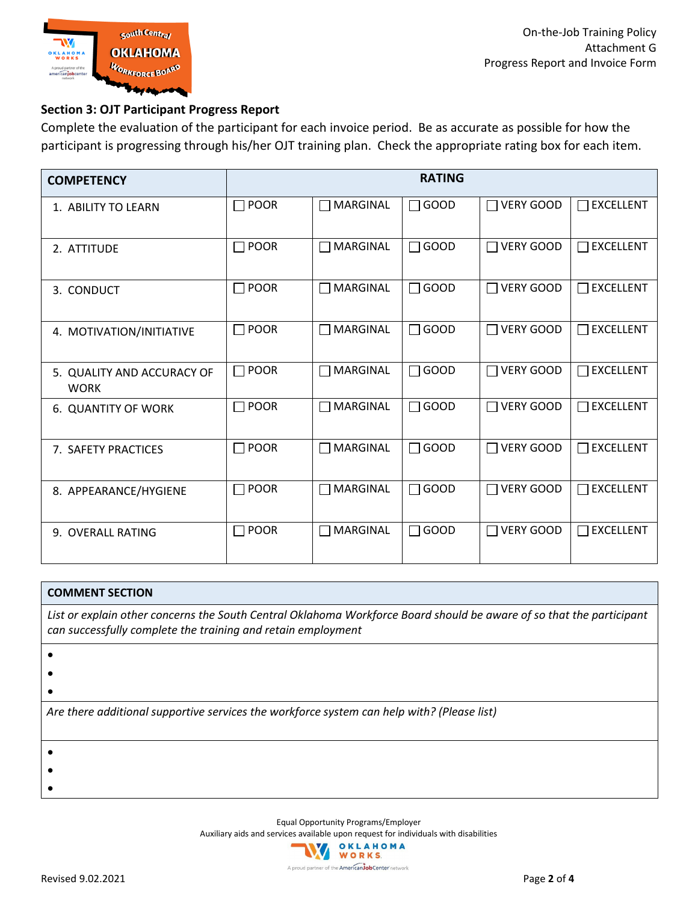On-the-Job Training Policy
Attachment G
Progress Report and Invoice Form

**Section 3: OJT Participant Progress Report**

Complete the evaluation of the participant for each invoice period. Be as accurate as possible for how the participant is progressing through his/her OJT training plan. Check the appropriate rating box for each item.

| COMPETENCY | RATING | | | | |
|---|---|---|---|---|---|
| 1. ABILITY TO LEARN | ☐ POOR | ☐ MARGINAL | ☐ GOOD | ☐ VERY GOOD | ☐ EXCELLENT |
| 2. ATTITUDE | ☐ POOR | ☐ MARGINAL | ☐ GOOD | ☐ VERY GOOD | ☐ EXCELLENT |
| 3. CONDUCT | ☐ POOR | ☐ MARGINAL | ☐ GOOD | ☐ VERY GOOD | ☐ EXCELLENT |
| 4. MOTIVATION/INITIATIVE | ☐ POOR | ☐ MARGINAL | ☐ GOOD | ☐ VERY GOOD | ☐ EXCELLENT |
| 5. QUALITY AND ACCURACY OF WORK | ☐ POOR | ☐ MARGINAL | ☐ GOOD | ☐ VERY GOOD | ☐ EXCELLENT |
| 6. QUANTITY OF WORK | ☐ POOR | ☐ MARGINAL | ☐ GOOD | ☐ VERY GOOD | ☐ EXCELLENT |
| 7. SAFETY PRACTICES | ☐ POOR | ☐ MARGINAL | ☐ GOOD | ☐ VERY GOOD | ☐ EXCELLENT |
| 8. APPEARANCE/HYGIENE | ☐ POOR | ☐ MARGINAL | ☐ GOOD | ☐ VERY GOOD | ☐ EXCELLENT |
| 9. OVERALL RATING | ☐ POOR | ☐ MARGINAL | ☐ GOOD | ☐ VERY GOOD | ☐ EXCELLENT |

| COMMENT SECTION |
|---|
| *List or explain other concerns the South Central Oklahoma Workforce Board should be aware of so that the participant can successfully complete the training and retain employment* |
| • <br> • <br> • |
| *Are there additional supportive services the workforce system can help with? (Please list)* |
| • <br> • <br> • |

Equal Opportunity Programs/Employer
Auxiliary aids and services available upon request for individuals with disabilities

Revised 9.02.2021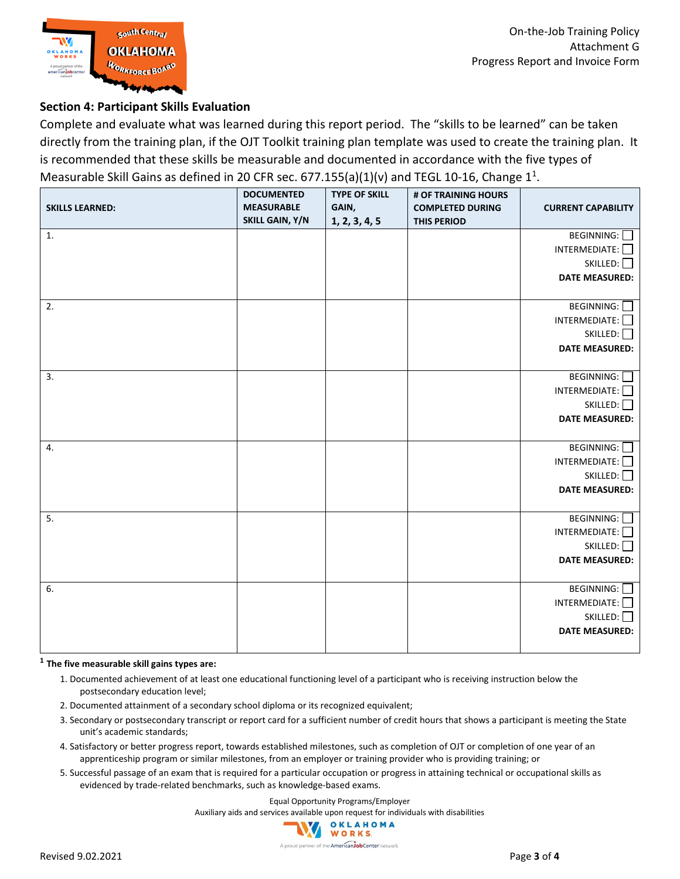### Section 4: Participant Skills Evaluation

Complete and evaluate what was learned during this report period. The “skills to be learned” can be taken directly from the training plan, if the OJT Toolkit training plan template was used to create the training plan. It is recommended that these skills be measurable and documented in accordance with the five types of Measurable Skill Gains as defined in 20 CFR sec. 677.155(a)(1)(v) and TEGL 10-16, Change 1[1].

| SKILLS LEARNED: | DOCUMENTED MEASURABLE SKILL GAIN, Y/N | TYPE OF SKILL GAIN, 1, 2, 3, 4, 5 | # OF TRAINING HOURS COMPLETED DURING THIS PERIOD | CURRENT CAPABILITY |
|---|---|---|---|---|
| 1. | | | | BEGINNING: ☐ INTERMEDIATE: ☐ SKILLED: ☐ **DATE MEASURED:** |
| 2. | | | | BEGINNING: ☐ INTERMEDIATE: ☐ SKILLED: ☐ **DATE MEASURED:** |
| 3. | | | | BEGINNING: ☐ INTERMEDIATE: ☐ SKILLED: ☐ **DATE MEASURED:** |
| 4. | | | | BEGINNING: ☐ INTERMEDIATE: ☐ SKILLED: ☐ **DATE MEASURED:** |
| 5. | | | | BEGINNING: ☐ INTERMEDIATE: ☐ SKILLED: ☐ **DATE MEASURED:** |
| 6. | | | | BEGINNING: ☐ INTERMEDIATE: ☐ SKILLED: ☐ **DATE MEASURED:** |

[1] **The five measurable skill gains types are:**

1. Documented achievement of at least one educational functioning level of a participant who is receiving instruction below the postsecondary education level;
2. Documented attainment of a secondary school diploma or its recognized equivalent;
3. Secondary or postsecondary transcript or report card for a sufficient number of credit hours that shows a participant is meeting the State unit’s academic standards;
4. Satisfactory or better progress report, towards established milestones, such as completion of OJT or completion of one year of an apprenticeship program or similar milestones, from an employer or training provider who is providing training; or
5. Successful passage of an exam that is required for a particular occupation or progress in attaining technical or occupational skills as evidenced by trade-related benchmarks, such as knowledge-based exams.

Equal Opportunity Programs/Employer
Auxiliary aids and services available upon request for individuals with disabilities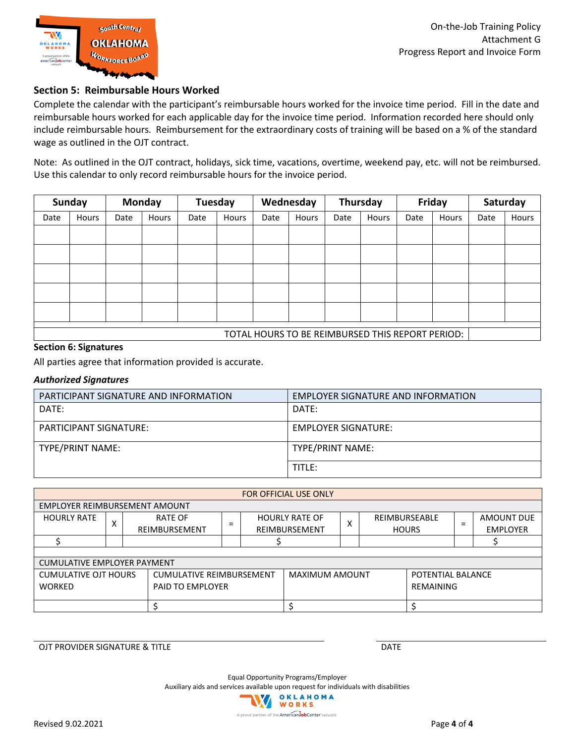## Section 5: Reimbursable Hours Worked

Complete the calendar with the participant's reimbursable hours worked for the invoice time period. Fill in the date and reimbursable hours worked for each applicable day for the invoice time period. Information recorded here should only include reimbursable hours. Reimbursement for the extraordinary costs of training will be based on a % of the standard wage as outlined in the OJT contract.

Note: As outlined in the OJT contract, holidays, sick time, vacations, overtime, weekend pay, etc. will not be reimbursed. Use this calendar to only record reimbursable hours for the invoice period.

| Sunday | | Monday | | Tuesday | | Wednesday | | Thursday | | Friday | | Saturday | |
|---|---|---|---|---|---|---|---|---|---|---|---|---|---|
| Date | Hours | Date | Hours | Date | Hours | Date | Hours | Date | Hours | Date | Hours | Date | Hours |
| | | | | | | | | | | | | | |
| | | | | | | | | | | | | | |
| | | | | | | | | | | | | | |
| | | | | | | | | | | | | | |
| | | | | | | | | | | | | | |
| TOTAL HOURS TO BE REIMBURSED THIS REPORT PERIOD: | | | | | | | | | | | | | |

## Section 6: Signatures

All parties agree that information provided is accurate.

***Authorized Signatures***

| PARTICIPANT SIGNATURE AND INFORMATION | EMPLOYER SIGNATURE AND INFORMATION |
|---|---|
| DATE: | DATE: |
| PARTICIPANT SIGNATURE: | EMPLOYER SIGNATURE: |
| TYPE/PRINT NAME: | TYPE/PRINT NAME: |
| | TITLE: |

| FOR OFFICIAL USE ONLY | | | | | | | | |
|---|---|---|---|---|---|---|---|---|
| EMPLOYER REIMBURSEMENT AMOUNT | | | | | | | | |
| HOURLY RATE | X | RATE OF REIMBURSEMENT | = | HOURLY RATE OF REIMBURSEMENT | X | REIMBURSEABLE HOURS | = | AMOUNT DUE EMPLOYER |
| $ | | | | $ | | | | $ |

| CUMULATIVE EMPLOYER PAYMENT | | | |
|---|---|---|---|
| CUMULATIVE OJT HOURS WORKED | CUMULATIVE REIMBURSEMENT PAID TO EMPLOYER | MAXIMUM AMOUNT | POTENTIAL BALANCE REMAINING |
| | $ | $ | $ |

OJT PROVIDER SIGNATURE & TITLE

DATE

Equal Opportunity Programs/Employer
Auxiliary aids and services available upon request for individuals with disabilities

Revised 9.02.2021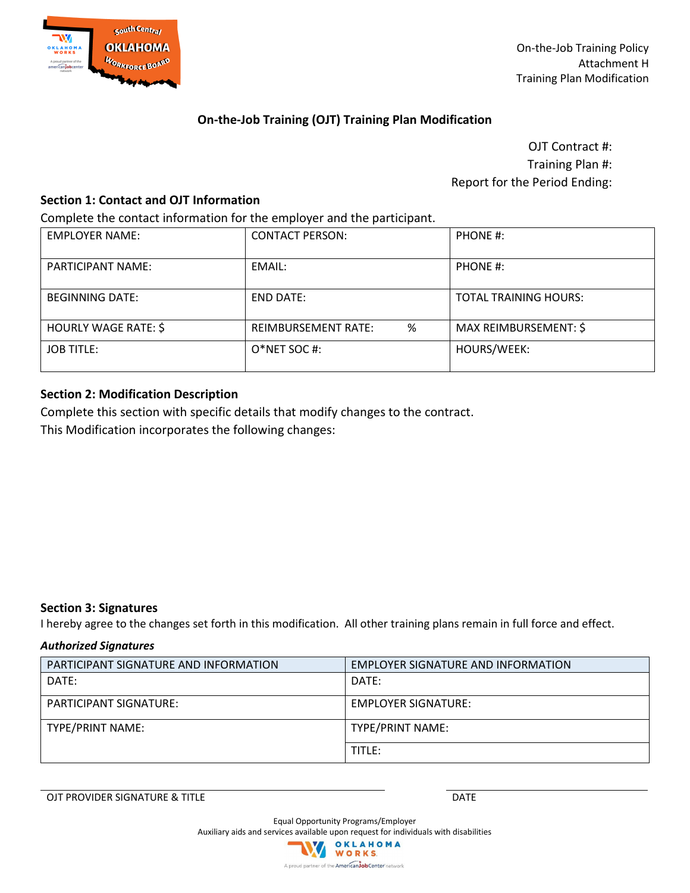On-the-Job Training Policy
Attachment H
Training Plan Modification

## On-the-Job Training (OJT) Training Plan Modification

OJT Contract #:
Training Plan #:
Report for the Period Ending:

### Section 1: Contact and OJT Information

Complete the contact information for the employer and the participant.

| | | |
|---|---|---|
| EMPLOYER NAME: | CONTACT PERSON: | PHONE #: |
| PARTICIPANT NAME: | EMAIL: | PHONE #: |
| BEGINNING DATE: | END DATE: | TOTAL TRAINING HOURS: |
| HOURLY WAGE RATE: $ | REIMBURSEMENT RATE: % | MAX REIMBURSEMENT: $ |
| JOB TITLE: | O*NET SOC #: | HOURS/WEEK: |

### Section 2: Modification Description

Complete this section with specific details that modify changes to the contract.
This Modification incorporates the following changes:

### Section 3: Signatures

I hereby agree to the changes set forth in this modification. All other training plans remain in full force and effect.

***Authorized Signatures***

| PARTICIPANT SIGNATURE AND INFORMATION | EMPLOYER SIGNATURE AND INFORMATION |
|---|---|
| DATE: | DATE: |
| PARTICIPANT SIGNATURE: | EMPLOYER SIGNATURE: |
| TYPE/PRINT NAME: | TYPE/PRINT NAME: |
| | TITLE: |

OJT PROVIDER SIGNATURE & TITLE

DATE

Equal Opportunity Programs/Employer
Auxiliary aids and services available upon request for individuals with disabilities